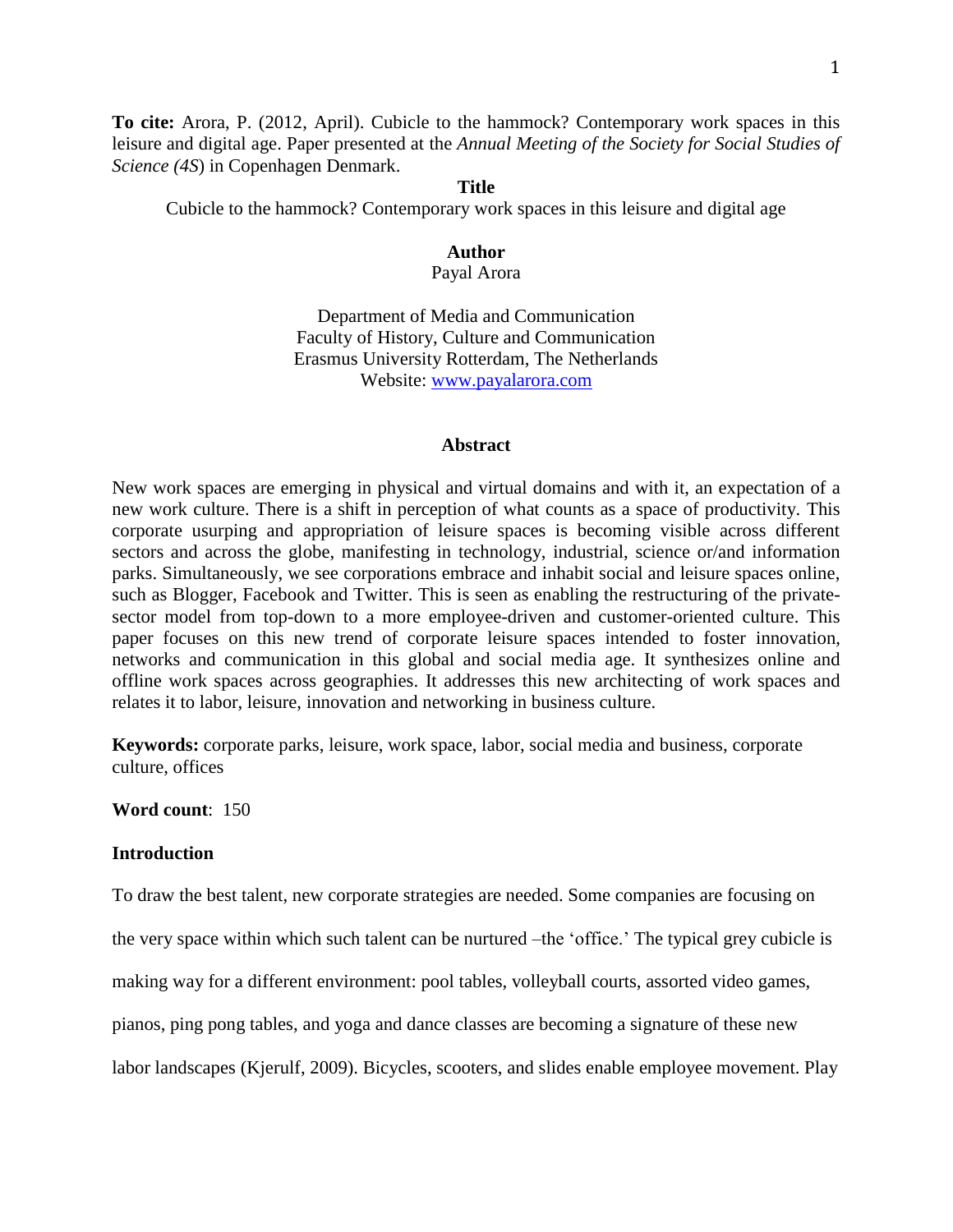**To cite:** Arora, P. (2012, April). Cubicle to the hammock? Contemporary work spaces in this leisure and digital age. Paper presented at the *Annual Meeting of the Society for Social Studies of Science (4S*) in Copenhagen Denmark.

**Title**

Cubicle to the hammock? Contemporary work spaces in this leisure and digital age

**Author**

Payal Arora

Department of Media and Communication
Faculty of History, Culture and Communication
Erasmus University Rotterdam, The Netherlands
Website: [www.payalarora.com](www.payalarora.com)

**Abstract**

New work spaces are emerging in physical and virtual domains and with it, an expectation of a new work culture. There is a shift in perception of what counts as a space of productivity. This corporate usurping and appropriation of leisure spaces is becoming visible across different sectors and across the globe, manifesting in technology, industrial, science or/and information parks. Simultaneously, we see corporations embrace and inhabit social and leisure spaces online, such as Blogger, Facebook and Twitter. This is seen as enabling the restructuring of the private-sector model from top-down to a more employee-driven and customer-oriented culture. This paper focuses on this new trend of corporate leisure spaces intended to foster innovation, networks and communication in this global and social media age. It synthesizes online and offline work spaces across geographies. It addresses this new architecting of work spaces and relates it to labor, leisure, innovation and networking in business culture.

**Keywords:** corporate parks, leisure, work space, labor, social media and business, corporate culture, offices

**Word count**: 150

**Introduction**

To draw the best talent, new corporate strategies are needed. Some companies are focusing on the very space within which such talent can be nurtured –the 'office.' The typical grey cubicle is making way for a different environment: pool tables, volleyball courts, assorted video games, pianos, ping pong tables, and yoga and dance classes are becoming a signature of these new labor landscapes (Kjerulf, 2009). Bicycles, scooters, and slides enable employee movement. Play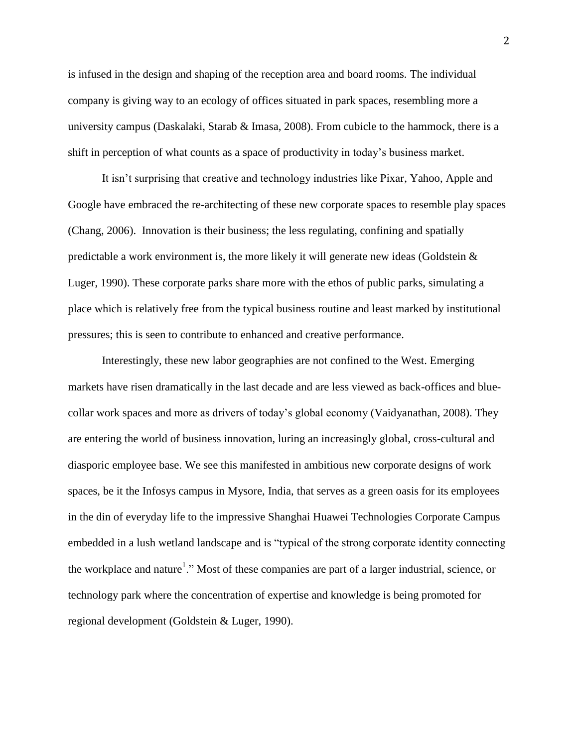is infused in the design and shaping of the reception area and board rooms. The individual company is giving way to an ecology of offices situated in park spaces, resembling more a university campus (Daskalaki, Starab & Imasa, 2008). From cubicle to the hammock, there is a shift in perception of what counts as a space of productivity in today's business market.

It isn't surprising that creative and technology industries like Pixar, Yahoo, Apple and Google have embraced the re-architecting of these new corporate spaces to resemble play spaces (Chang, 2006). Innovation is their business; the less regulating, confining and spatially predictable a work environment is, the more likely it will generate new ideas (Goldstein & Luger, 1990). These corporate parks share more with the ethos of public parks, simulating a place which is relatively free from the typical business routine and least marked by institutional pressures; this is seen to contribute to enhanced and creative performance.

Interestingly, these new labor geographies are not confined to the West. Emerging markets have risen dramatically in the last decade and are less viewed as back-offices and blue-collar work spaces and more as drivers of today's global economy (Vaidyanathan, 2008). They are entering the world of business innovation, luring an increasingly global, cross-cultural and diasporic employee base. We see this manifested in ambitious new corporate designs of work spaces, be it the Infosys campus in Mysore, India, that serves as a green oasis for its employees in the din of everyday life to the impressive Shanghai Huawei Technologies Corporate Campus embedded in a lush wetland landscape and is "typical of the strong corporate identity connecting the workplace and nature[1]." Most of these companies are part of a larger industrial, science, or technology park where the concentration of expertise and knowledge is being promoted for regional development (Goldstein & Luger, 1990).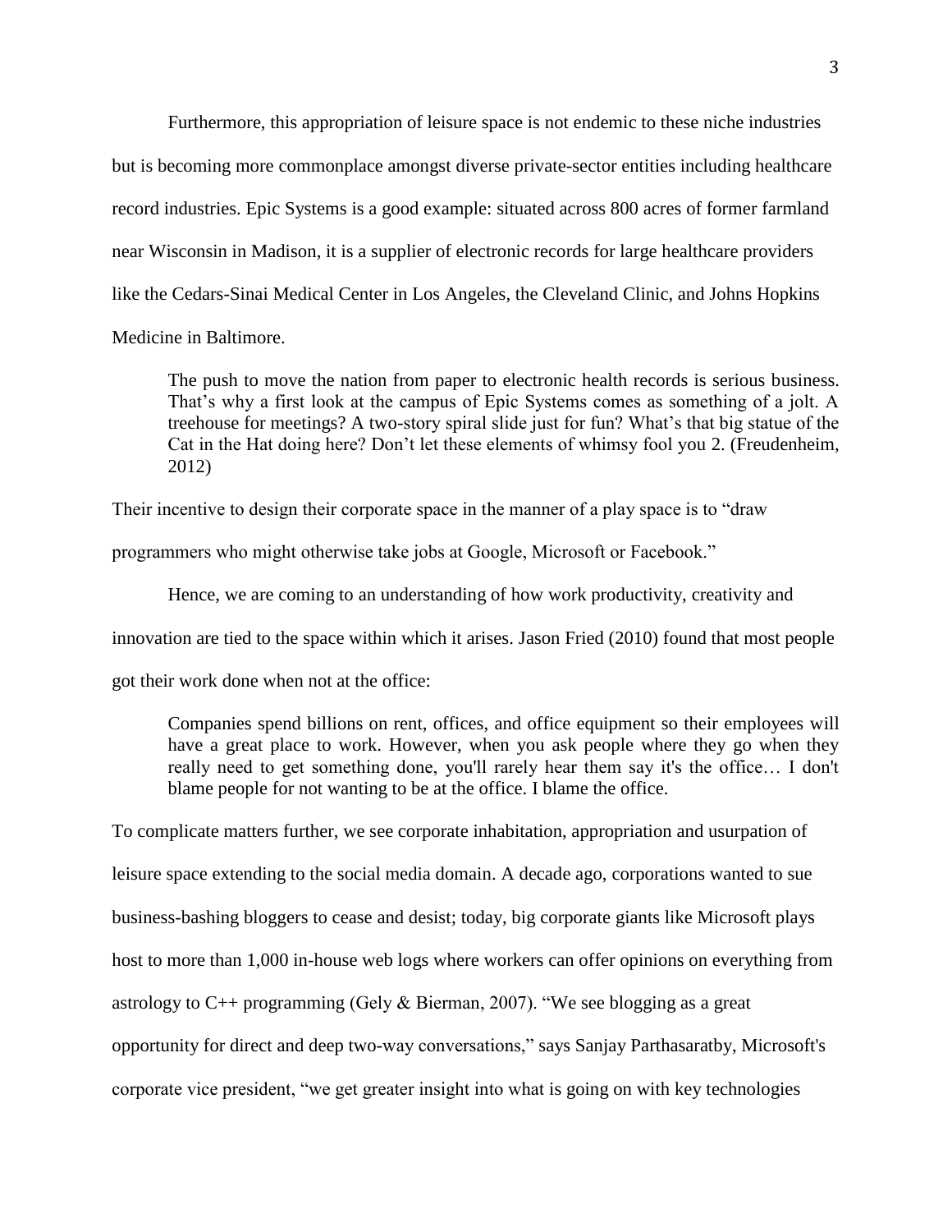Furthermore, this appropriation of leisure space is not endemic to these niche industries but is becoming more commonplace amongst diverse private-sector entities including healthcare record industries. Epic Systems is a good example: situated across 800 acres of former farmland near Wisconsin in Madison, it is a supplier of electronic records for large healthcare providers like the Cedars-Sinai Medical Center in Los Angeles, the Cleveland Clinic, and Johns Hopkins Medicine in Baltimore.

> The push to move the nation from paper to electronic health records is serious business. That's why a first look at the campus of Epic Systems comes as something of a jolt. A treehouse for meetings? A two-story spiral slide just for fun? What's that big statue of the Cat in the Hat doing here? Don't let these elements of whimsy fool you 2. (Freudenheim, 2012)

Their incentive to design their corporate space in the manner of a play space is to "draw programmers who might otherwise take jobs at Google, Microsoft or Facebook."

Hence, we are coming to an understanding of how work productivity, creativity and innovation are tied to the space within which it arises. Jason Fried (2010) found that most people got their work done when not at the office:

> Companies spend billions on rent, offices, and office equipment so their employees will have a great place to work. However, when you ask people where they go when they really need to get something done, you'll rarely hear them say it's the office… I don't blame people for not wanting to be at the office. I blame the office.

To complicate matters further, we see corporate inhabitation, appropriation and usurpation of leisure space extending to the social media domain. A decade ago, corporations wanted to sue business-bashing bloggers to cease and desist; today, big corporate giants like Microsoft plays host to more than 1,000 in-house web logs where workers can offer opinions on everything from astrology to C++ programming (Gely & Bierman, 2007). "We see blogging as a great opportunity for direct and deep two-way conversations," says Sanjay Parthasaratby, Microsoft's corporate vice president, "we get greater insight into what is going on with key technologies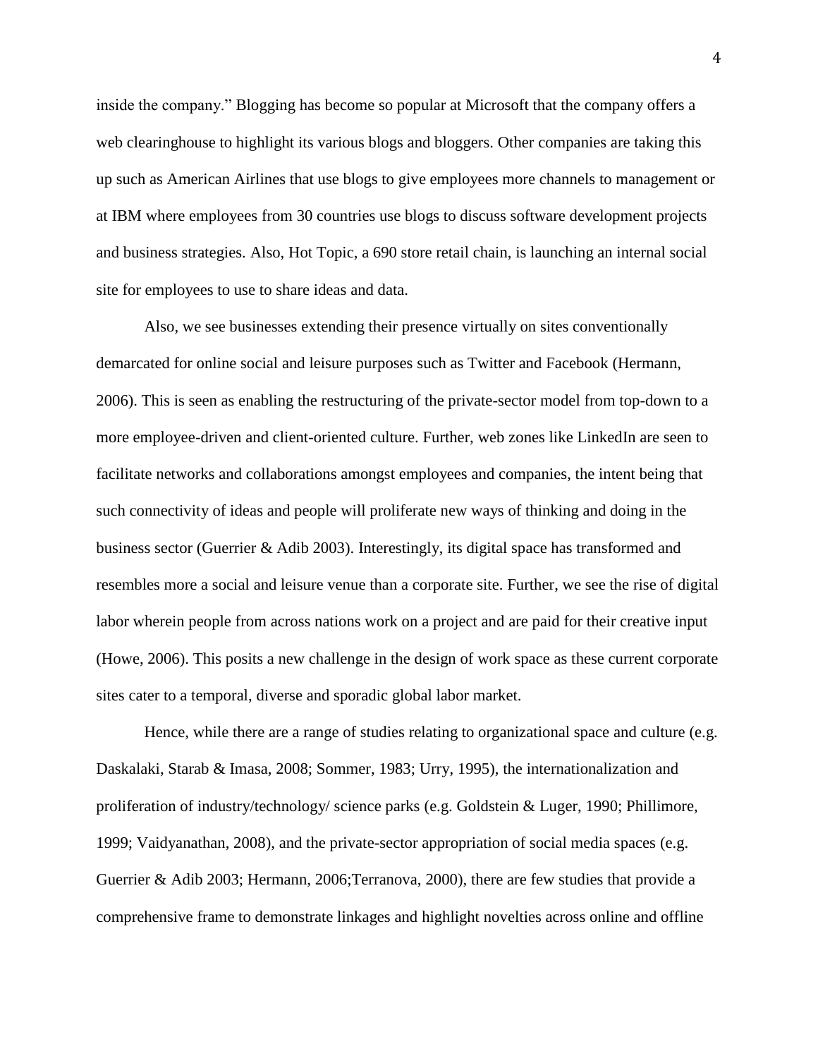inside the company." Blogging has become so popular at Microsoft that the company offers a web clearinghouse to highlight its various blogs and bloggers. Other companies are taking this up such as American Airlines that use blogs to give employees more channels to management or at IBM where employees from 30 countries use blogs to discuss software development projects and business strategies. Also, Hot Topic, a 690 store retail chain, is launching an internal social site for employees to use to share ideas and data.

Also, we see businesses extending their presence virtually on sites conventionally demarcated for online social and leisure purposes such as Twitter and Facebook (Hermann, 2006). This is seen as enabling the restructuring of the private-sector model from top-down to a more employee-driven and client-oriented culture. Further, web zones like LinkedIn are seen to facilitate networks and collaborations amongst employees and companies, the intent being that such connectivity of ideas and people will proliferate new ways of thinking and doing in the business sector (Guerrier & Adib 2003). Interestingly, its digital space has transformed and resembles more a social and leisure venue than a corporate site. Further, we see the rise of digital labor wherein people from across nations work on a project and are paid for their creative input (Howe, 2006). This posits a new challenge in the design of work space as these current corporate sites cater to a temporal, diverse and sporadic global labor market.

Hence, while there are a range of studies relating to organizational space and culture (e.g. Daskalaki, Starab & Imasa, 2008; Sommer, 1983; Urry, 1995), the internationalization and proliferation of industry/technology/ science parks (e.g. Goldstein & Luger, 1990; Phillimore, 1999; Vaidyanathan, 2008), and the private-sector appropriation of social media spaces (e.g. Guerrier & Adib 2003; Hermann, 2006;Terranova, 2000), there are few studies that provide a comprehensive frame to demonstrate linkages and highlight novelties across online and offline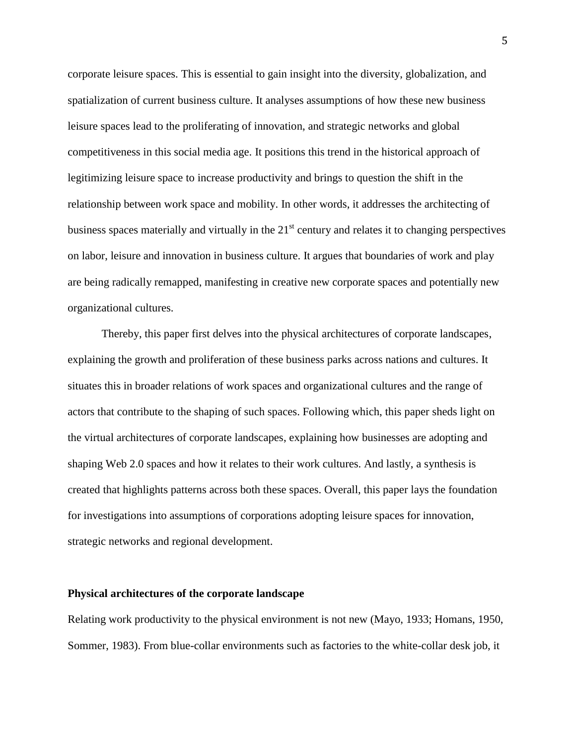corporate leisure spaces. This is essential to gain insight into the diversity, globalization, and spatialization of current business culture. It analyses assumptions of how these new business leisure spaces lead to the proliferating of innovation, and strategic networks and global competitiveness in this social media age. It positions this trend in the historical approach of legitimizing leisure space to increase productivity and brings to question the shift in the relationship between work space and mobility. In other words, it addresses the architecting of business spaces materially and virtually in the 21st century and relates it to changing perspectives on labor, leisure and innovation in business culture. It argues that boundaries of work and play are being radically remapped, manifesting in creative new corporate spaces and potentially new organizational cultures.

Thereby, this paper first delves into the physical architectures of corporate landscapes, explaining the growth and proliferation of these business parks across nations and cultures. It situates this in broader relations of work spaces and organizational cultures and the range of actors that contribute to the shaping of such spaces. Following which, this paper sheds light on the virtual architectures of corporate landscapes, explaining how businesses are adopting and shaping Web 2.0 spaces and how it relates to their work cultures. And lastly, a synthesis is created that highlights patterns across both these spaces. Overall, this paper lays the foundation for investigations into assumptions of corporations adopting leisure spaces for innovation, strategic networks and regional development.

**Physical architectures of the corporate landscape**

Relating work productivity to the physical environment is not new (Mayo, 1933; Homans, 1950, Sommer, 1983). From blue-collar environments such as factories to the white-collar desk job, it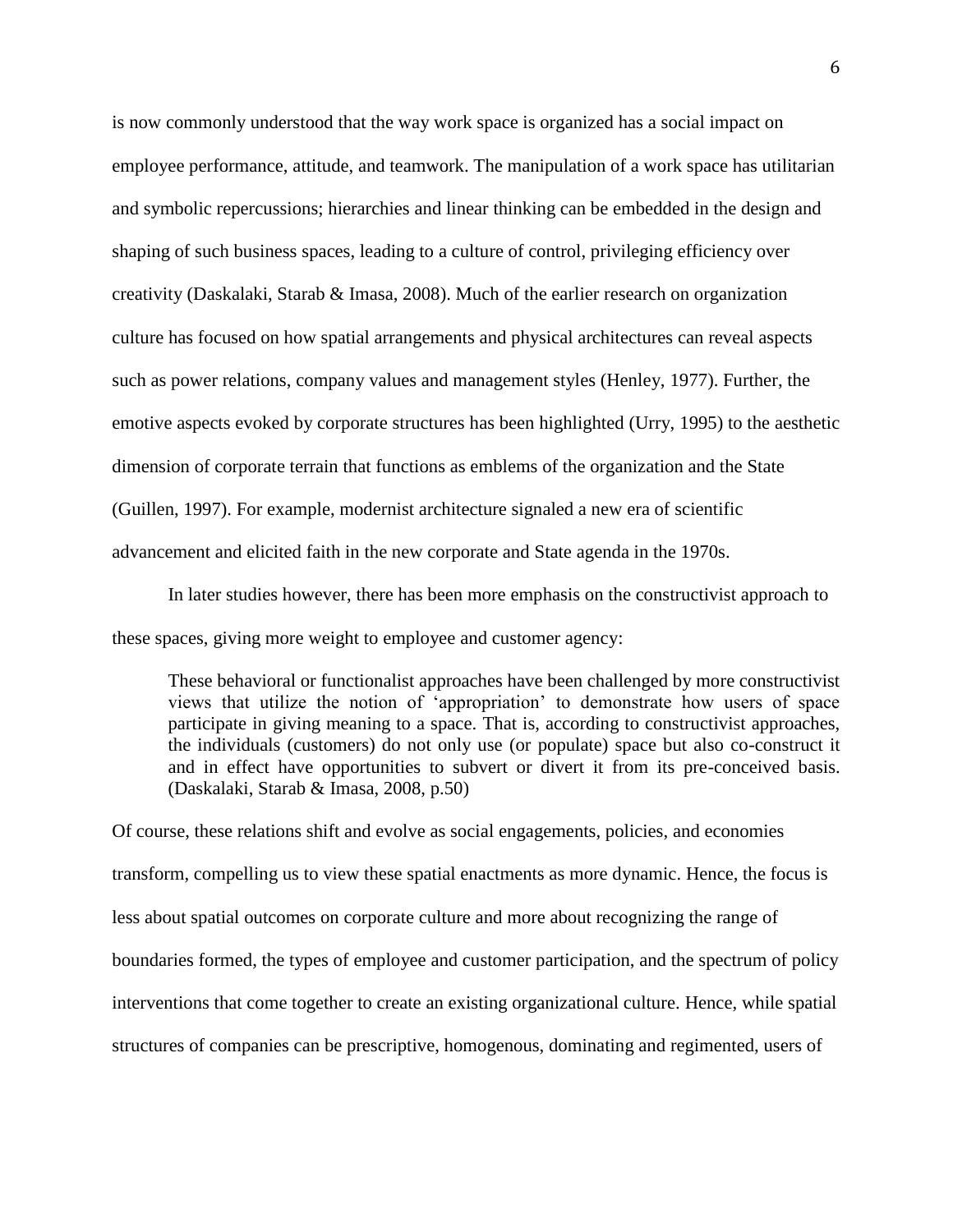is now commonly understood that the way work space is organized has a social impact on employee performance, attitude, and teamwork. The manipulation of a work space has utilitarian and symbolic repercussions; hierarchies and linear thinking can be embedded in the design and shaping of such business spaces, leading to a culture of control, privileging efficiency over creativity (Daskalaki, Starab & Imasa, 2008). Much of the earlier research on organization culture has focused on how spatial arrangements and physical architectures can reveal aspects such as power relations, company values and management styles (Henley, 1977). Further, the emotive aspects evoked by corporate structures has been highlighted (Urry, 1995) to the aesthetic dimension of corporate terrain that functions as emblems of the organization and the State (Guillen, 1997). For example, modernist architecture signaled a new era of scientific advancement and elicited faith in the new corporate and State agenda in the 1970s.

In later studies however, there has been more emphasis on the constructivist approach to these spaces, giving more weight to employee and customer agency:

> These behavioral or functionalist approaches have been challenged by more constructivist views that utilize the notion of 'appropriation' to demonstrate how users of space participate in giving meaning to a space. That is, according to constructivist approaches, the individuals (customers) do not only use (or populate) space but also co-construct it and in effect have opportunities to subvert or divert it from its pre-conceived basis. (Daskalaki, Starab & Imasa, 2008, p.50)

Of course, these relations shift and evolve as social engagements, policies, and economies transform, compelling us to view these spatial enactments as more dynamic. Hence, the focus is less about spatial outcomes on corporate culture and more about recognizing the range of boundaries formed, the types of employee and customer participation, and the spectrum of policy interventions that come together to create an existing organizational culture. Hence, while spatial structures of companies can be prescriptive, homogenous, dominating and regimented, users of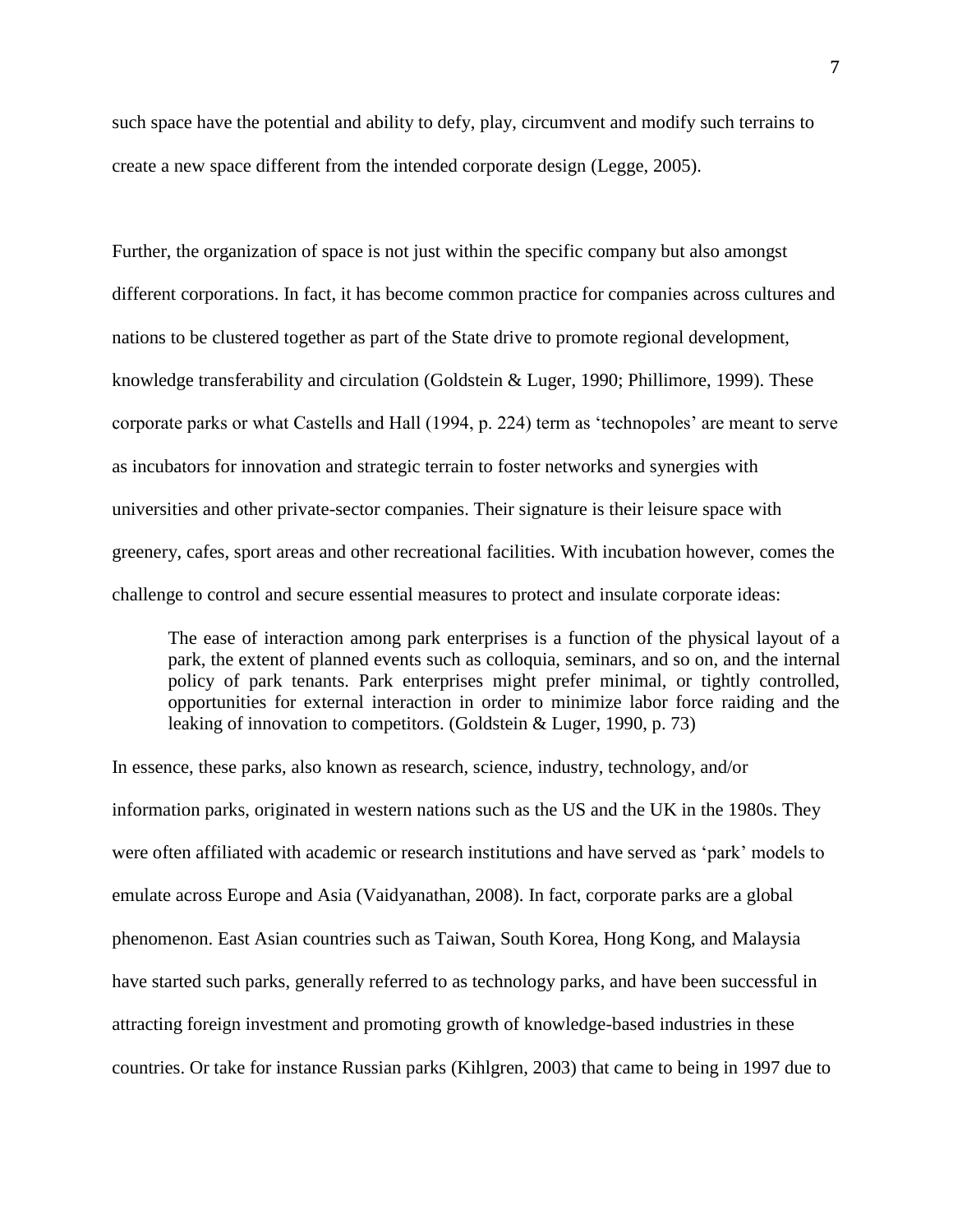such space have the potential and ability to defy, play, circumvent and modify such terrains to create a new space different from the intended corporate design (Legge, 2005).

Further, the organization of space is not just within the specific company but also amongst different corporations. In fact, it has become common practice for companies across cultures and nations to be clustered together as part of the State drive to promote regional development, knowledge transferability and circulation (Goldstein & Luger, 1990; Phillimore, 1999). These corporate parks or what Castells and Hall (1994, p. 224) term as 'technopoles' are meant to serve as incubators for innovation and strategic terrain to foster networks and synergies with universities and other private-sector companies. Their signature is their leisure space with greenery, cafes, sport areas and other recreational facilities. With incubation however, comes the challenge to control and secure essential measures to protect and insulate corporate ideas:

> The ease of interaction among park enterprises is a function of the physical layout of a park, the extent of planned events such as colloquia, seminars, and so on, and the internal policy of park tenants. Park enterprises might prefer minimal, or tightly controlled, opportunities for external interaction in order to minimize labor force raiding and the leaking of innovation to competitors. (Goldstein & Luger, 1990, p. 73)

In essence, these parks, also known as research, science, industry, technology, and/or information parks, originated in western nations such as the US and the UK in the 1980s. They were often affiliated with academic or research institutions and have served as 'park' models to emulate across Europe and Asia (Vaidyanathan, 2008). In fact, corporate parks are a global phenomenon. East Asian countries such as Taiwan, South Korea, Hong Kong, and Malaysia have started such parks, generally referred to as technology parks, and have been successful in attracting foreign investment and promoting growth of knowledge-based industries in these countries. Or take for instance Russian parks (Kihlgren, 2003) that came to being in 1997 due to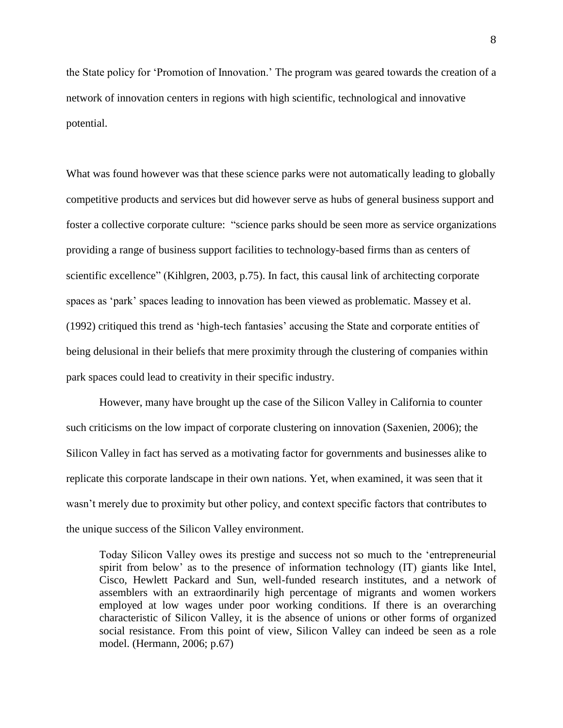the State policy for 'Promotion of Innovation.' The program was geared towards the creation of a network of innovation centers in regions with high scientific, technological and innovative potential.

What was found however was that these science parks were not automatically leading to globally competitive products and services but did however serve as hubs of general business support and foster a collective corporate culture: "science parks should be seen more as service organizations providing a range of business support facilities to technology-based firms than as centers of scientific excellence" (Kihlgren, 2003, p.75). In fact, this causal link of architecting corporate spaces as 'park' spaces leading to innovation has been viewed as problematic. Massey et al. (1992) critiqued this trend as 'high-tech fantasies' accusing the State and corporate entities of being delusional in their beliefs that mere proximity through the clustering of companies within park spaces could lead to creativity in their specific industry.

However, many have brought up the case of the Silicon Valley in California to counter such criticisms on the low impact of corporate clustering on innovation (Saxenien, 2006); the Silicon Valley in fact has served as a motivating factor for governments and businesses alike to replicate this corporate landscape in their own nations. Yet, when examined, it was seen that it wasn't merely due to proximity but other policy, and context specific factors that contributes to the unique success of the Silicon Valley environment.

> Today Silicon Valley owes its prestige and success not so much to the 'entrepreneurial spirit from below' as to the presence of information technology (IT) giants like Intel, Cisco, Hewlett Packard and Sun, well-funded research institutes, and a network of assemblers with an extraordinarily high percentage of migrants and women workers employed at low wages under poor working conditions. If there is an overarching characteristic of Silicon Valley, it is the absence of unions or other forms of organized social resistance. From this point of view, Silicon Valley can indeed be seen as a role model. (Hermann, 2006; p.67)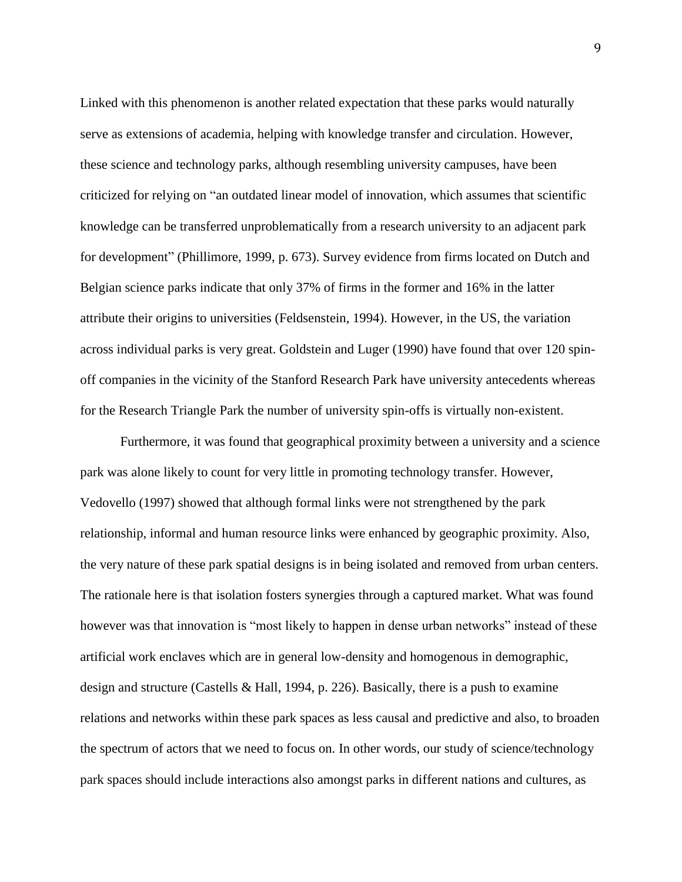Linked with this phenomenon is another related expectation that these parks would naturally serve as extensions of academia, helping with knowledge transfer and circulation. However, these science and technology parks, although resembling university campuses, have been criticized for relying on "an outdated linear model of innovation, which assumes that scientific knowledge can be transferred unproblematically from a research university to an adjacent park for development" (Phillimore, 1999, p. 673). Survey evidence from firms located on Dutch and Belgian science parks indicate that only 37% of firms in the former and 16% in the latter attribute their origins to universities (Feldsenstein, 1994). However, in the US, the variation across individual parks is very great. Goldstein and Luger (1990) have found that over 120 spin-off companies in the vicinity of the Stanford Research Park have university antecedents whereas for the Research Triangle Park the number of university spin-offs is virtually non-existent.

Furthermore, it was found that geographical proximity between a university and a science park was alone likely to count for very little in promoting technology transfer. However, Vedovello (1997) showed that although formal links were not strengthened by the park relationship, informal and human resource links were enhanced by geographic proximity. Also, the very nature of these park spatial designs is in being isolated and removed from urban centers. The rationale here is that isolation fosters synergies through a captured market. What was found however was that innovation is "most likely to happen in dense urban networks" instead of these artificial work enclaves which are in general low-density and homogenous in demographic, design and structure (Castells & Hall, 1994, p. 226). Basically, there is a push to examine relations and networks within these park spaces as less causal and predictive and also, to broaden the spectrum of actors that we need to focus on. In other words, our study of science/technology park spaces should include interactions also amongst parks in different nations and cultures, as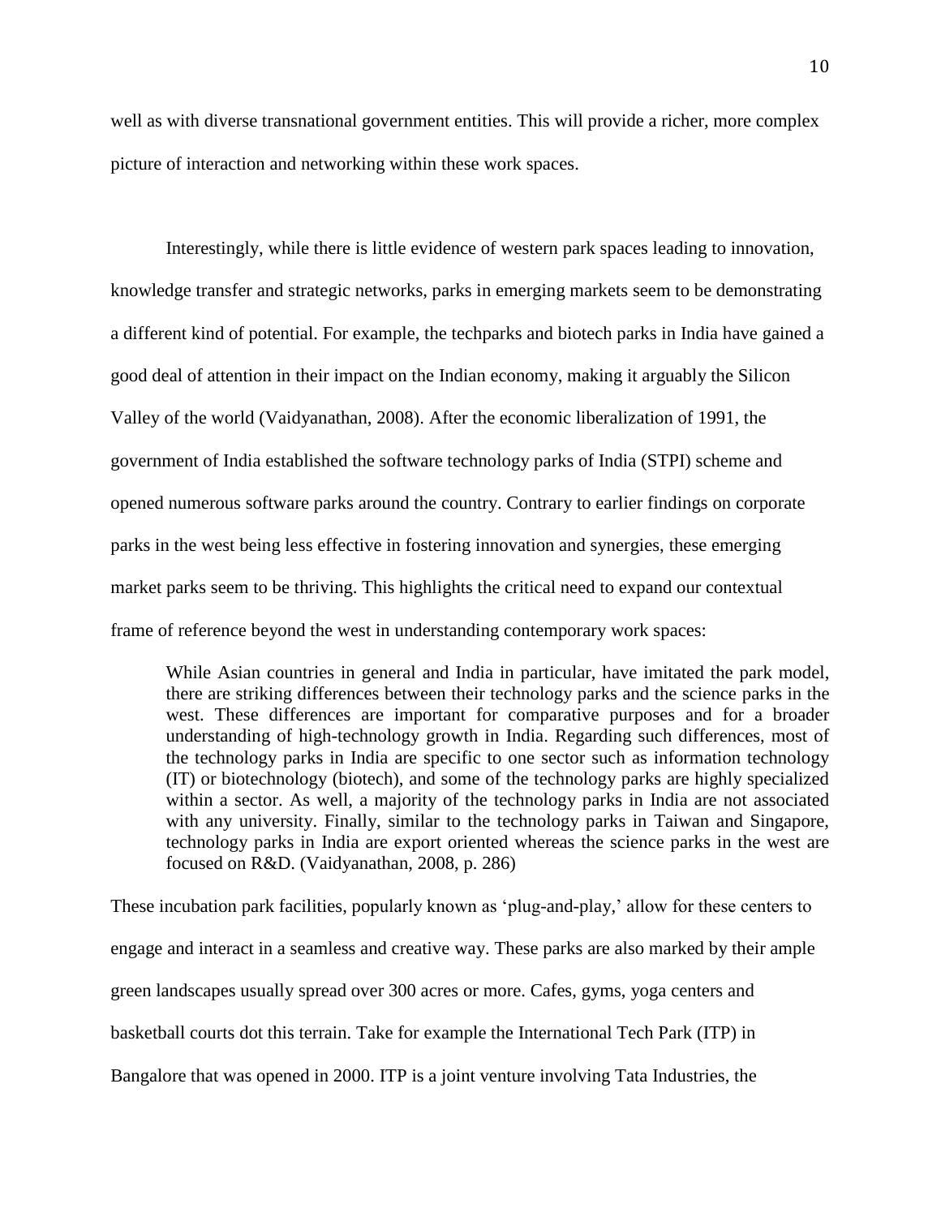well as with diverse transnational government entities. This will provide a richer, more complex picture of interaction and networking within these work spaces.

Interestingly, while there is little evidence of western park spaces leading to innovation, knowledge transfer and strategic networks, parks in emerging markets seem to be demonstrating a different kind of potential. For example, the techparks and biotech parks in India have gained a good deal of attention in their impact on the Indian economy, making it arguably the Silicon Valley of the world (Vaidyanathan, 2008). After the economic liberalization of 1991, the government of India established the software technology parks of India (STPI) scheme and opened numerous software parks around the country. Contrary to earlier findings on corporate parks in the west being less effective in fostering innovation and synergies, these emerging market parks seem to be thriving. This highlights the critical need to expand our contextual frame of reference beyond the west in understanding contemporary work spaces:

> While Asian countries in general and India in particular, have imitated the park model, there are striking differences between their technology parks and the science parks in the west. These differences are important for comparative purposes and for a broader understanding of high-technology growth in India. Regarding such differences, most of the technology parks in India are specific to one sector such as information technology (IT) or biotechnology (biotech), and some of the technology parks are highly specialized within a sector. As well, a majority of the technology parks in India are not associated with any university. Finally, similar to the technology parks in Taiwan and Singapore, technology parks in India are export oriented whereas the science parks in the west are focused on R&D. (Vaidyanathan, 2008, p. 286)

These incubation park facilities, popularly known as 'plug-and-play,' allow for these centers to engage and interact in a seamless and creative way. These parks are also marked by their ample green landscapes usually spread over 300 acres or more. Cafes, gyms, yoga centers and basketball courts dot this terrain. Take for example the International Tech Park (ITP) in Bangalore that was opened in 2000. ITP is a joint venture involving Tata Industries, the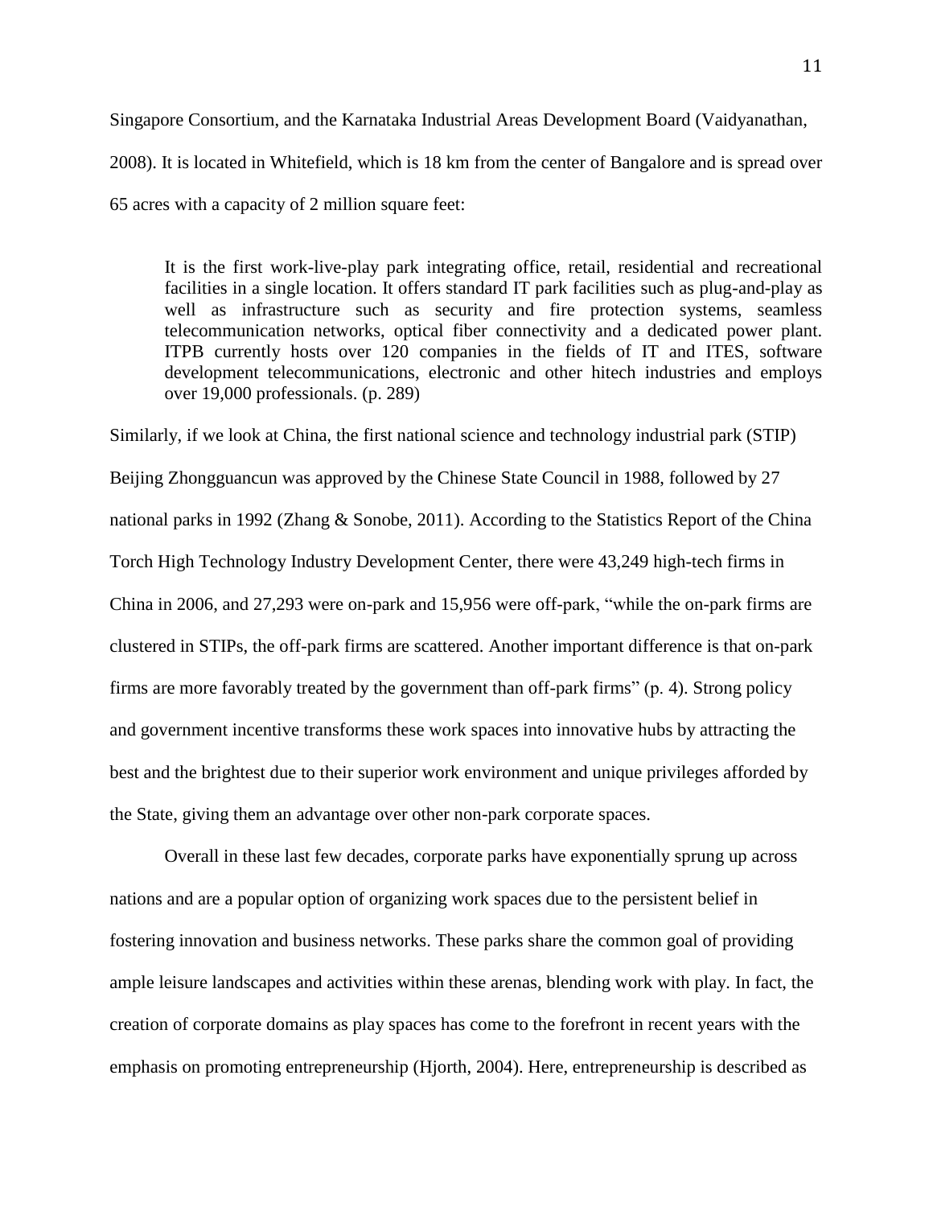Singapore Consortium, and the Karnataka Industrial Areas Development Board (Vaidyanathan, 2008). It is located in Whitefield, which is 18 km from the center of Bangalore and is spread over 65 acres with a capacity of 2 million square feet:

> It is the first work-live-play park integrating office, retail, residential and recreational facilities in a single location. It offers standard IT park facilities such as plug-and-play as well as infrastructure such as security and fire protection systems, seamless telecommunication networks, optical fiber connectivity and a dedicated power plant. ITPB currently hosts over 120 companies in the fields of IT and ITES, software development telecommunications, electronic and other hitech industries and employs over 19,000 professionals. (p. 289)

Similarly, if we look at China, the first national science and technology industrial park (STIP) Beijing Zhongguancun was approved by the Chinese State Council in 1988, followed by 27 national parks in 1992 (Zhang & Sonobe, 2011). According to the Statistics Report of the China Torch High Technology Industry Development Center, there were 43,249 high-tech firms in China in 2006, and 27,293 were on-park and 15,956 were off-park, "while the on-park firms are clustered in STIPs, the off-park firms are scattered. Another important difference is that on-park firms are more favorably treated by the government than off-park firms" (p. 4). Strong policy and government incentive transforms these work spaces into innovative hubs by attracting the best and the brightest due to their superior work environment and unique privileges afforded by the State, giving them an advantage over other non-park corporate spaces.

Overall in these last few decades, corporate parks have exponentially sprung up across nations and are a popular option of organizing work spaces due to the persistent belief in fostering innovation and business networks. These parks share the common goal of providing ample leisure landscapes and activities within these arenas, blending work with play. In fact, the creation of corporate domains as play spaces has come to the forefront in recent years with the emphasis on promoting entrepreneurship (Hjorth, 2004). Here, entrepreneurship is described as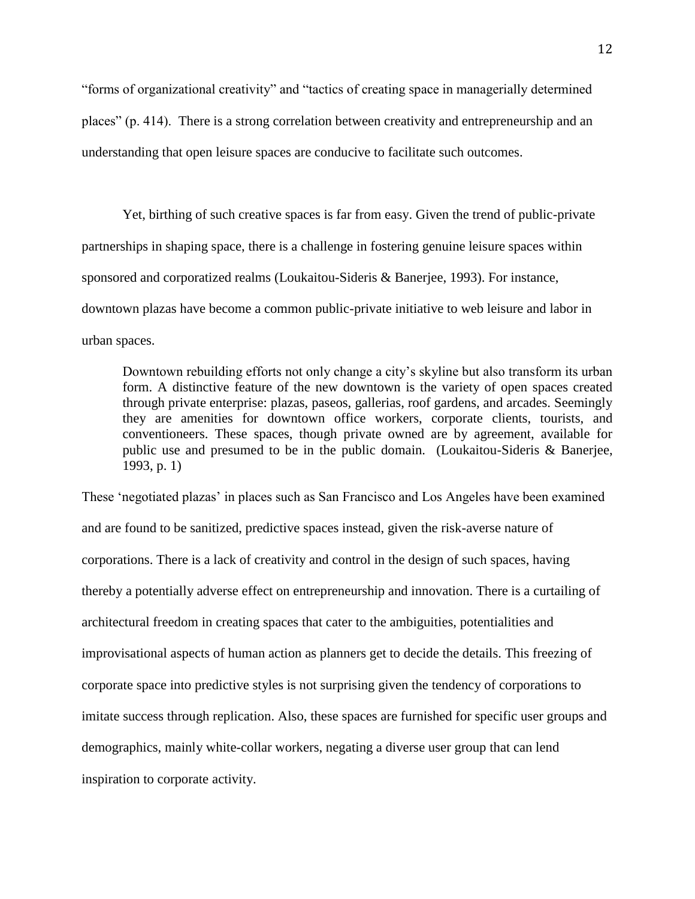"forms of organizational creativity" and "tactics of creating space in managerially determined places" (p. 414). There is a strong correlation between creativity and entrepreneurship and an understanding that open leisure spaces are conducive to facilitate such outcomes.

Yet, birthing of such creative spaces is far from easy. Given the trend of public-private partnerships in shaping space, there is a challenge in fostering genuine leisure spaces within sponsored and corporatized realms (Loukaitou-Sideris & Banerjee, 1993). For instance, downtown plazas have become a common public-private initiative to web leisure and labor in urban spaces.

> Downtown rebuilding efforts not only change a city's skyline but also transform its urban form. A distinctive feature of the new downtown is the variety of open spaces created through private enterprise: plazas, paseos, gallerias, roof gardens, and arcades. Seemingly they are amenities for downtown office workers, corporate clients, tourists, and conventioneers. These spaces, though private owned are by agreement, available for public use and presumed to be in the public domain. (Loukaitou-Sideris & Banerjee, 1993, p. 1)

These 'negotiated plazas' in places such as San Francisco and Los Angeles have been examined and are found to be sanitized, predictive spaces instead, given the risk-averse nature of corporations. There is a lack of creativity and control in the design of such spaces, having thereby a potentially adverse effect on entrepreneurship and innovation. There is a curtailing of architectural freedom in creating spaces that cater to the ambiguities, potentialities and improvisational aspects of human action as planners get to decide the details. This freezing of corporate space into predictive styles is not surprising given the tendency of corporations to imitate success through replication. Also, these spaces are furnished for specific user groups and demographics, mainly white-collar workers, negating a diverse user group that can lend inspiration to corporate activity.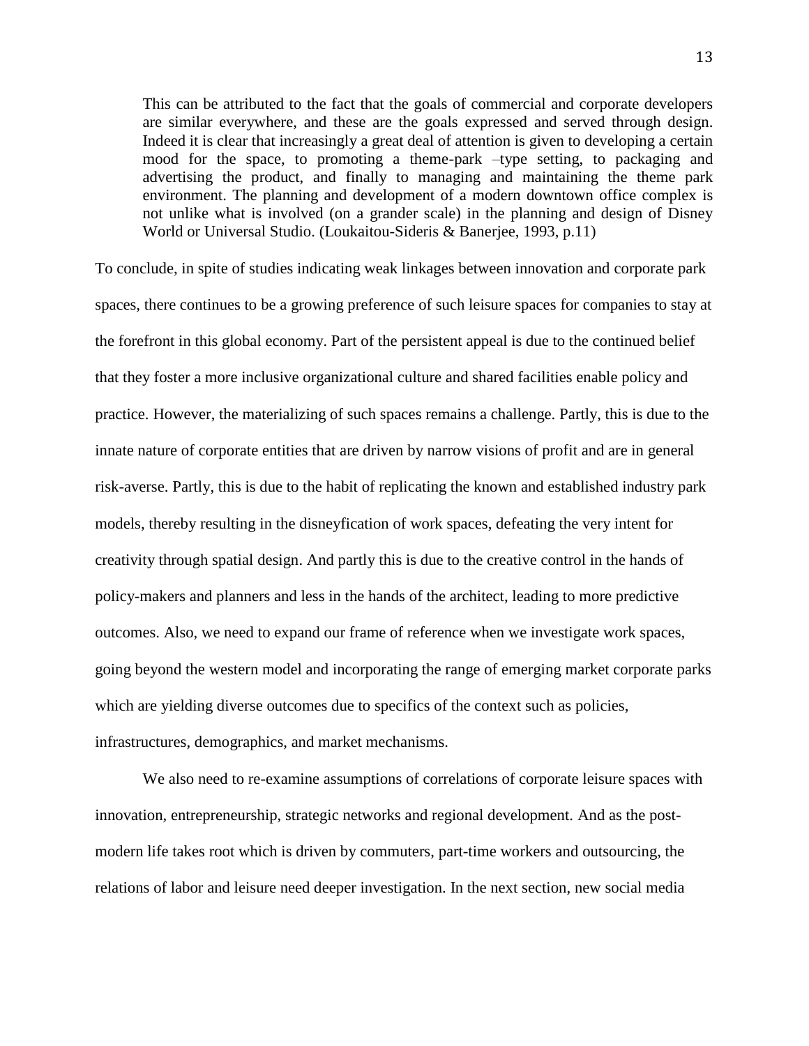> This can be attributed to the fact that the goals of commercial and corporate developers are similar everywhere, and these are the goals expressed and served through design. Indeed it is clear that increasingly a great deal of attention is given to developing a certain mood for the space, to promoting a theme-park –type setting, to packaging and advertising the product, and finally to managing and maintaining the theme park environment. The planning and development of a modern downtown office complex is not unlike what is involved (on a grander scale) in the planning and design of Disney World or Universal Studio. (Loukaitou-Sideris & Banerjee, 1993, p.11)

To conclude, in spite of studies indicating weak linkages between innovation and corporate park spaces, there continues to be a growing preference of such leisure spaces for companies to stay at the forefront in this global economy. Part of the persistent appeal is due to the continued belief that they foster a more inclusive organizational culture and shared facilities enable policy and practice. However, the materializing of such spaces remains a challenge. Partly, this is due to the innate nature of corporate entities that are driven by narrow visions of profit and are in general risk-averse. Partly, this is due to the habit of replicating the known and established industry park models, thereby resulting in the disneyfication of work spaces, defeating the very intent for creativity through spatial design. And partly this is due to the creative control in the hands of policy-makers and planners and less in the hands of the architect, leading to more predictive outcomes. Also, we need to expand our frame of reference when we investigate work spaces, going beyond the western model and incorporating the range of emerging market corporate parks which are yielding diverse outcomes due to specifics of the context such as policies, infrastructures, demographics, and market mechanisms.

We also need to re-examine assumptions of correlations of corporate leisure spaces with innovation, entrepreneurship, strategic networks and regional development. And as the post-modern life takes root which is driven by commuters, part-time workers and outsourcing, the relations of labor and leisure need deeper investigation. In the next section, new social media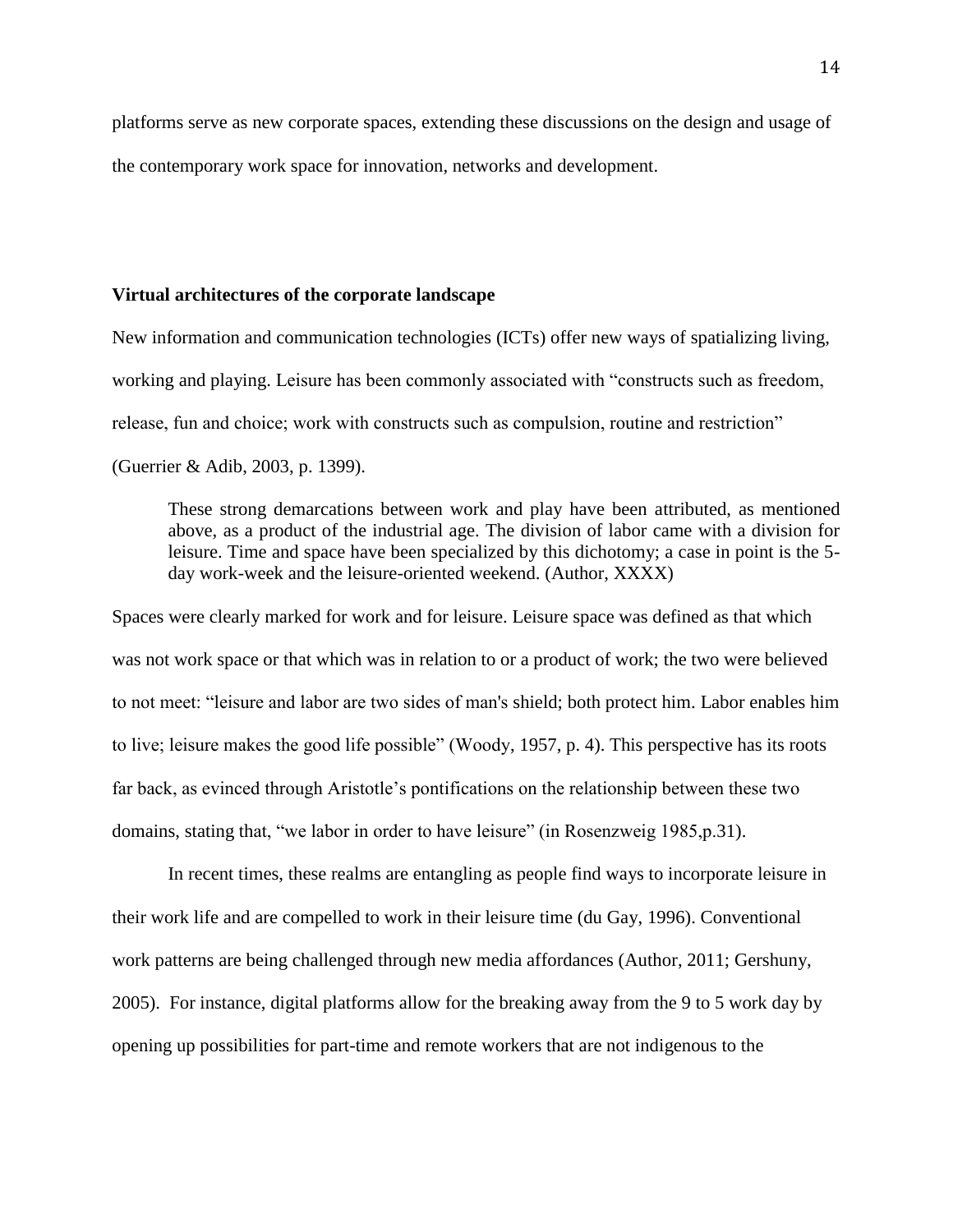platforms serve as new corporate spaces, extending these discussions on the design and usage of the contemporary work space for innovation, networks and development.

### Virtual architectures of the corporate landscape

New information and communication technologies (ICTs) offer new ways of spatializing living, working and playing. Leisure has been commonly associated with "constructs such as freedom, release, fun and choice; work with constructs such as compulsion, routine and restriction" (Guerrier & Adib, 2003, p. 1399).

> These strong demarcations between work and play have been attributed, as mentioned above, as a product of the industrial age. The division of labor came with a division for leisure. Time and space have been specialized by this dichotomy; a case in point is the 5-day work-week and the leisure-oriented weekend. (Author, XXXX)

Spaces were clearly marked for work and for leisure. Leisure space was defined as that which was not work space or that which was in relation to or a product of work; the two were believed to not meet: "leisure and labor are two sides of man's shield; both protect him. Labor enables him to live; leisure makes the good life possible" (Woody, 1957, p. 4). This perspective has its roots far back, as evinced through Aristotle's pontifications on the relationship between these two domains, stating that, "we labor in order to have leisure" (in Rosenzweig 1985,p.31).

In recent times, these realms are entangling as people find ways to incorporate leisure in their work life and are compelled to work in their leisure time (du Gay, 1996). Conventional work patterns are being challenged through new media affordances (Author, 2011; Gershuny, 2005). For instance, digital platforms allow for the breaking away from the 9 to 5 work day by opening up possibilities for part-time and remote workers that are not indigenous to the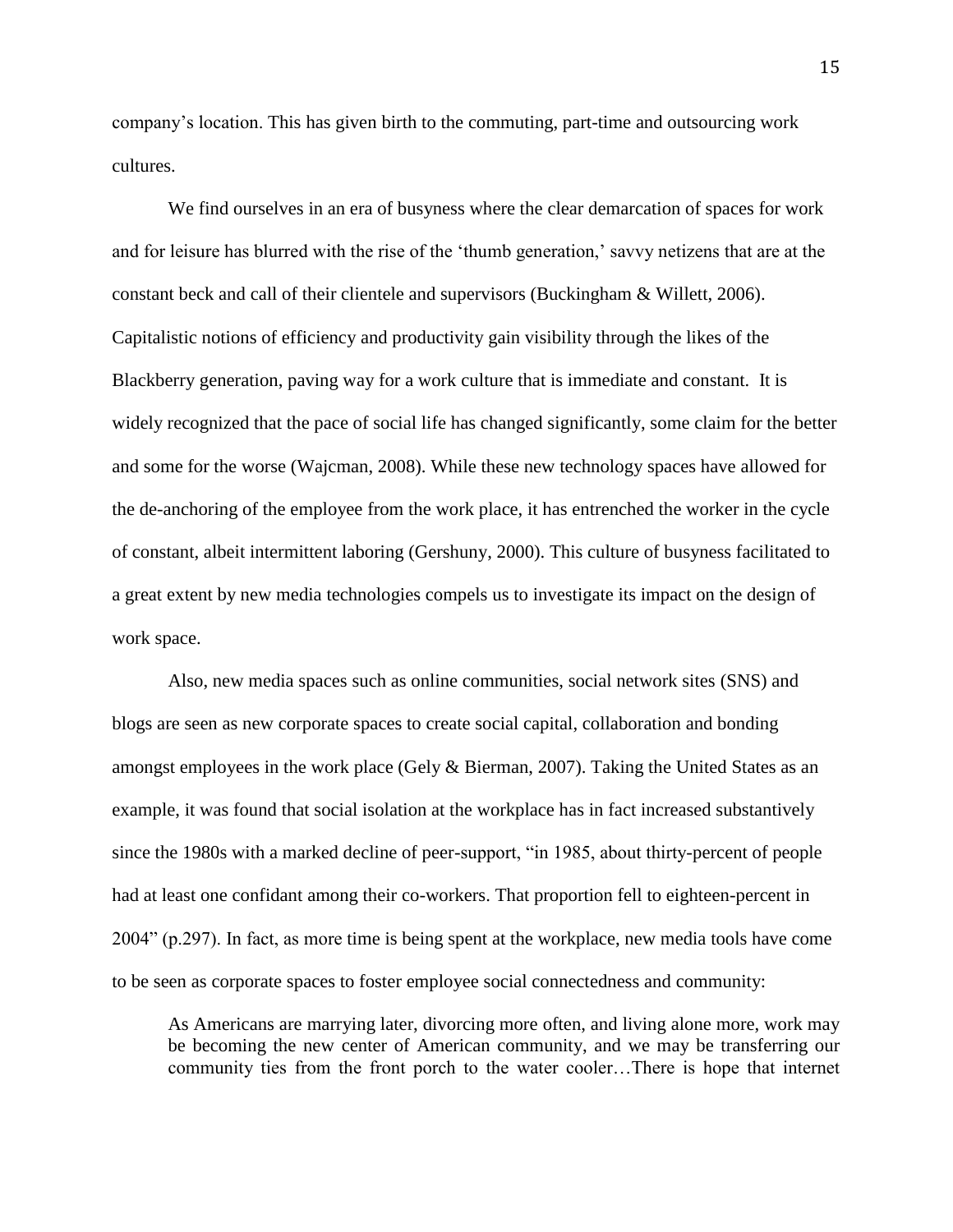company's location. This has given birth to the commuting, part-time and outsourcing work cultures.

We find ourselves in an era of busyness where the clear demarcation of spaces for work and for leisure has blurred with the rise of the 'thumb generation,' savvy netizens that are at the constant beck and call of their clientele and supervisors (Buckingham & Willett, 2006). Capitalistic notions of efficiency and productivity gain visibility through the likes of the Blackberry generation, paving way for a work culture that is immediate and constant. It is widely recognized that the pace of social life has changed significantly, some claim for the better and some for the worse (Wajcman, 2008). While these new technology spaces have allowed for the de-anchoring of the employee from the work place, it has entrenched the worker in the cycle of constant, albeit intermittent laboring (Gershuny, 2000). This culture of busyness facilitated to a great extent by new media technologies compels us to investigate its impact on the design of work space.

Also, new media spaces such as online communities, social network sites (SNS) and blogs are seen as new corporate spaces to create social capital, collaboration and bonding amongst employees in the work place (Gely & Bierman, 2007). Taking the United States as an example, it was found that social isolation at the workplace has in fact increased substantively since the 1980s with a marked decline of peer-support, "in 1985, about thirty-percent of people had at least one confidant among their co-workers. That proportion fell to eighteen-percent in 2004" (p.297). In fact, as more time is being spent at the workplace, new media tools have come to be seen as corporate spaces to foster employee social connectedness and community:

> As Americans are marrying later, divorcing more often, and living alone more, work may be becoming the new center of American community, and we may be transferring our community ties from the front porch to the water cooler…There is hope that internet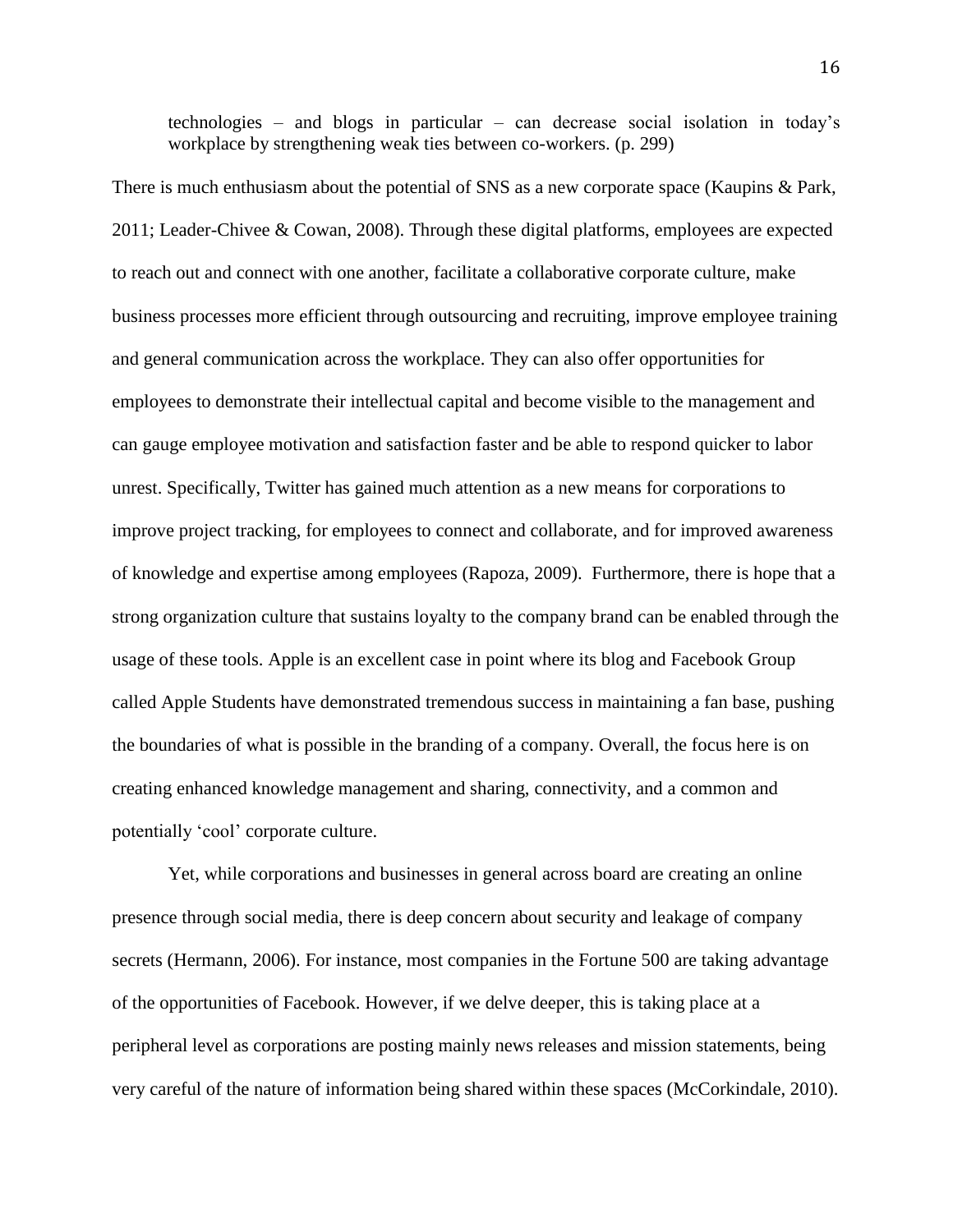> technologies – and blogs in particular – can decrease social isolation in today's workplace by strengthening weak ties between co-workers. (p. 299)

There is much enthusiasm about the potential of SNS as a new corporate space (Kaupins & Park, 2011; Leader-Chivee & Cowan, 2008). Through these digital platforms, employees are expected to reach out and connect with one another, facilitate a collaborative corporate culture, make business processes more efficient through outsourcing and recruiting, improve employee training and general communication across the workplace. They can also offer opportunities for employees to demonstrate their intellectual capital and become visible to the management and can gauge employee motivation and satisfaction faster and be able to respond quicker to labor unrest. Specifically, Twitter has gained much attention as a new means for corporations to improve project tracking, for employees to connect and collaborate, and for improved awareness of knowledge and expertise among employees (Rapoza, 2009). Furthermore, there is hope that a strong organization culture that sustains loyalty to the company brand can be enabled through the usage of these tools. Apple is an excellent case in point where its blog and Facebook Group called Apple Students have demonstrated tremendous success in maintaining a fan base, pushing the boundaries of what is possible in the branding of a company. Overall, the focus here is on creating enhanced knowledge management and sharing, connectivity, and a common and potentially 'cool' corporate culture.

Yet, while corporations and businesses in general across board are creating an online presence through social media, there is deep concern about security and leakage of company secrets (Hermann, 2006). For instance, most companies in the Fortune 500 are taking advantage of the opportunities of Facebook. However, if we delve deeper, this is taking place at a peripheral level as corporations are posting mainly news releases and mission statements, being very careful of the nature of information being shared within these spaces (McCorkindale, 2010).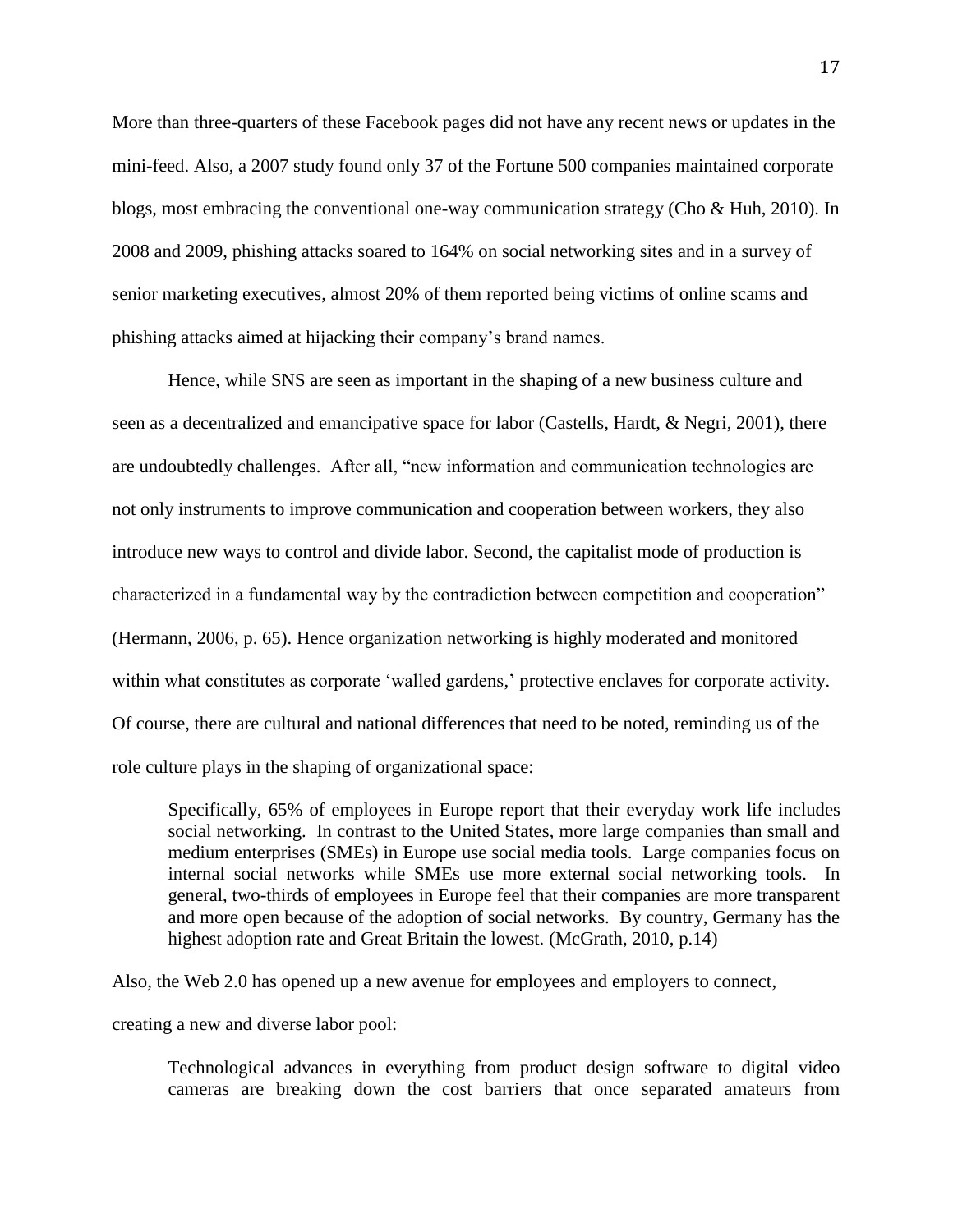More than three-quarters of these Facebook pages did not have any recent news or updates in the mini-feed. Also, a 2007 study found only 37 of the Fortune 500 companies maintained corporate blogs, most embracing the conventional one-way communication strategy (Cho & Huh, 2010). In 2008 and 2009, phishing attacks soared to 164% on social networking sites and in a survey of senior marketing executives, almost 20% of them reported being victims of online scams and phishing attacks aimed at hijacking their company's brand names.

Hence, while SNS are seen as important in the shaping of a new business culture and seen as a decentralized and emancipative space for labor (Castells, Hardt, & Negri, 2001), there are undoubtedly challenges. After all, "new information and communication technologies are not only instruments to improve communication and cooperation between workers, they also introduce new ways to control and divide labor. Second, the capitalist mode of production is characterized in a fundamental way by the contradiction between competition and cooperation" (Hermann, 2006, p. 65). Hence organization networking is highly moderated and monitored within what constitutes as corporate 'walled gardens,' protective enclaves for corporate activity. Of course, there are cultural and national differences that need to be noted, reminding us of the role culture plays in the shaping of organizational space:

> Specifically, 65% of employees in Europe report that their everyday work life includes social networking. In contrast to the United States, more large companies than small and medium enterprises (SMEs) in Europe use social media tools. Large companies focus on internal social networks while SMEs use more external social networking tools. In general, two-thirds of employees in Europe feel that their companies are more transparent and more open because of the adoption of social networks. By country, Germany has the highest adoption rate and Great Britain the lowest. (McGrath, 2010, p.14)

Also, the Web 2.0 has opened up a new avenue for employees and employers to connect, creating a new and diverse labor pool:

> Technological advances in everything from product design software to digital video cameras are breaking down the cost barriers that once separated amateurs from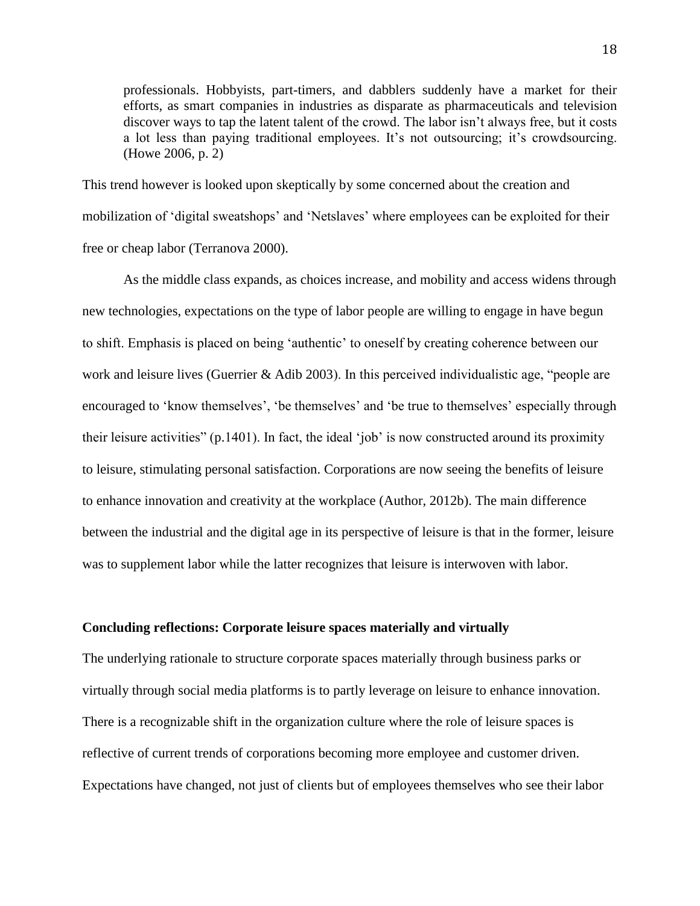> professionals. Hobbyists, part-timers, and dabblers suddenly have a market for their efforts, as smart companies in industries as disparate as pharmaceuticals and television discover ways to tap the latent talent of the crowd. The labor isn't always free, but it costs a lot less than paying traditional employees. It's not outsourcing; it's crowdsourcing. (Howe 2006, p. 2)

This trend however is looked upon skeptically by some concerned about the creation and mobilization of 'digital sweatshops' and 'Netslaves' where employees can be exploited for their free or cheap labor (Terranova 2000).

As the middle class expands, as choices increase, and mobility and access widens through new technologies, expectations on the type of labor people are willing to engage in have begun to shift. Emphasis is placed on being 'authentic' to oneself by creating coherence between our work and leisure lives (Guerrier & Adib 2003). In this perceived individualistic age, "people are encouraged to 'know themselves', 'be themselves' and 'be true to themselves' especially through their leisure activities" (p.1401). In fact, the ideal 'job' is now constructed around its proximity to leisure, stimulating personal satisfaction. Corporations are now seeing the benefits of leisure to enhance innovation and creativity at the workplace (Author, 2012b). The main difference between the industrial and the digital age in its perspective of leisure is that in the former, leisure was to supplement labor while the latter recognizes that leisure is interwoven with labor.

## Concluding reflections: Corporate leisure spaces materially and virtually

The underlying rationale to structure corporate spaces materially through business parks or virtually through social media platforms is to partly leverage on leisure to enhance innovation. There is a recognizable shift in the organization culture where the role of leisure spaces is reflective of current trends of corporations becoming more employee and customer driven. Expectations have changed, not just of clients but of employees themselves who see their labor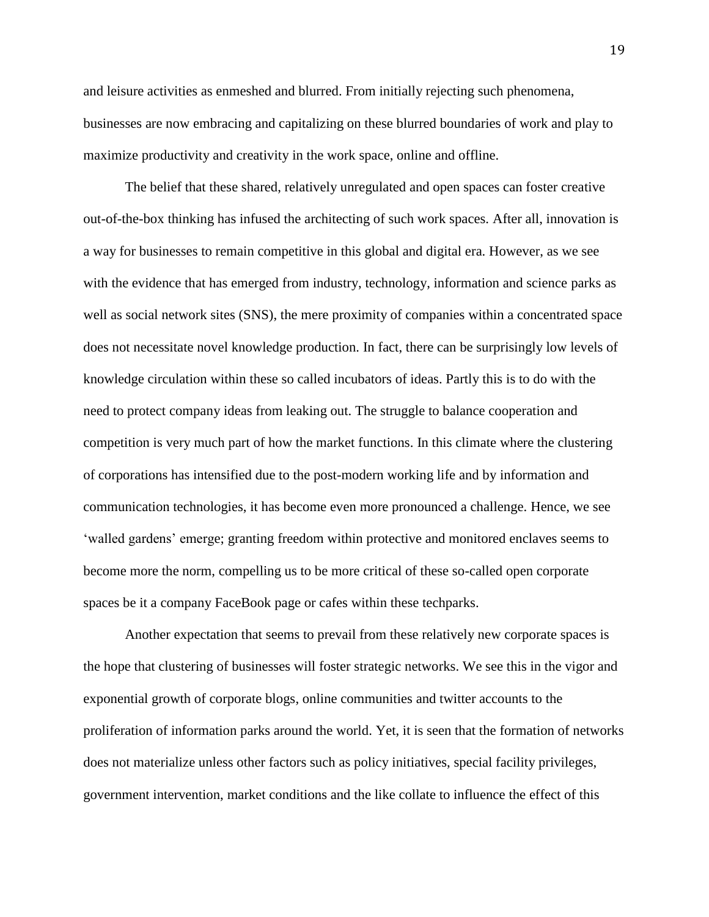and leisure activities as enmeshed and blurred. From initially rejecting such phenomena, businesses are now embracing and capitalizing on these blurred boundaries of work and play to maximize productivity and creativity in the work space, online and offline.

The belief that these shared, relatively unregulated and open spaces can foster creative out-of-the-box thinking has infused the architecting of such work spaces. After all, innovation is a way for businesses to remain competitive in this global and digital era. However, as we see with the evidence that has emerged from industry, technology, information and science parks as well as social network sites (SNS), the mere proximity of companies within a concentrated space does not necessitate novel knowledge production. In fact, there can be surprisingly low levels of knowledge circulation within these so called incubators of ideas. Partly this is to do with the need to protect company ideas from leaking out. The struggle to balance cooperation and competition is very much part of how the market functions. In this climate where the clustering of corporations has intensified due to the post-modern working life and by information and communication technologies, it has become even more pronounced a challenge. Hence, we see 'walled gardens' emerge; granting freedom within protective and monitored enclaves seems to become more the norm, compelling us to be more critical of these so-called open corporate spaces be it a company FaceBook page or cafes within these techparks.

Another expectation that seems to prevail from these relatively new corporate spaces is the hope that clustering of businesses will foster strategic networks. We see this in the vigor and exponential growth of corporate blogs, online communities and twitter accounts to the proliferation of information parks around the world. Yet, it is seen that the formation of networks does not materialize unless other factors such as policy initiatives, special facility privileges, government intervention, market conditions and the like collate to influence the effect of this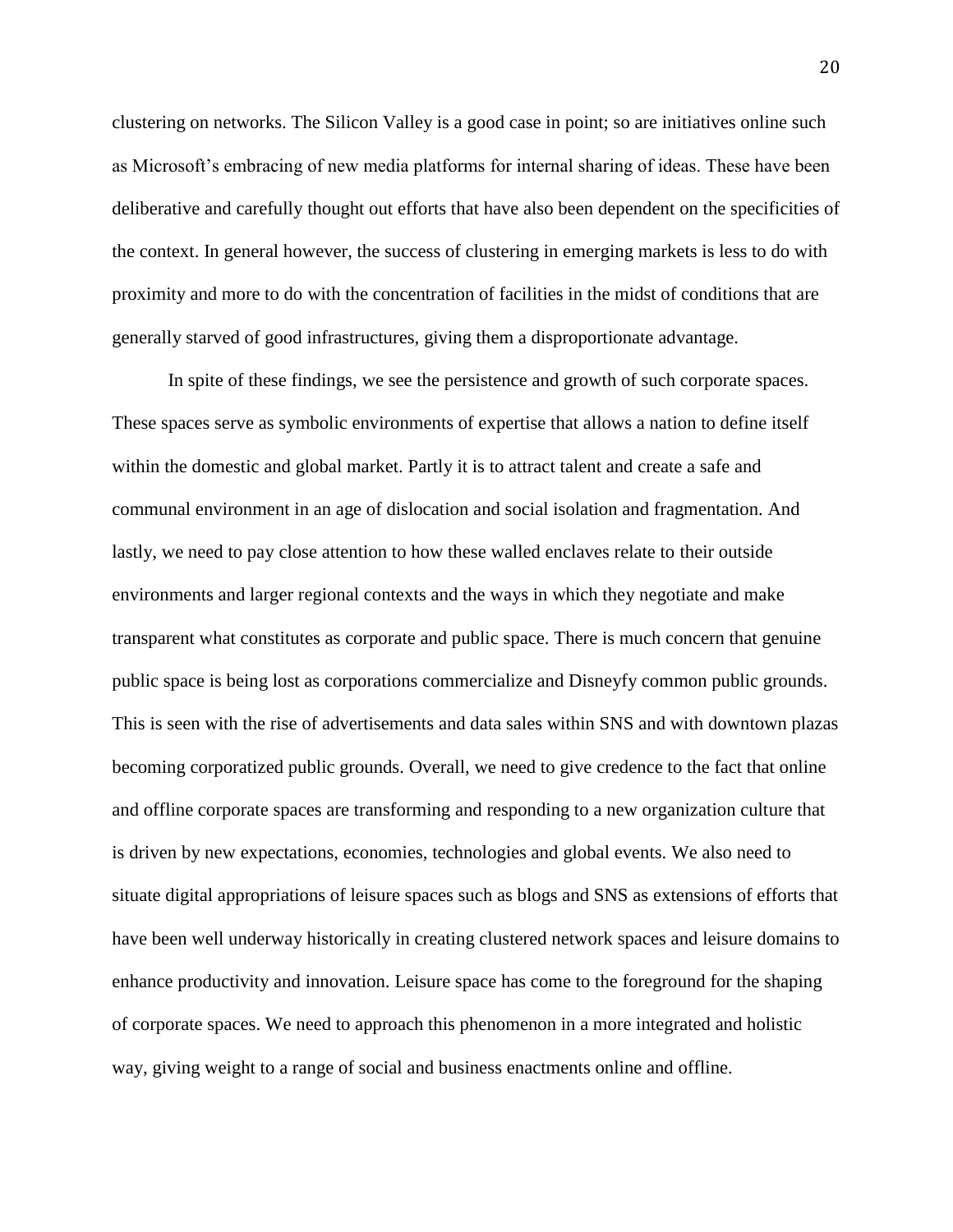clustering on networks. The Silicon Valley is a good case in point; so are initiatives online such as Microsoft's embracing of new media platforms for internal sharing of ideas. These have been deliberative and carefully thought out efforts that have also been dependent on the specificities of the context. In general however, the success of clustering in emerging markets is less to do with proximity and more to do with the concentration of facilities in the midst of conditions that are generally starved of good infrastructures, giving them a disproportionate advantage.

In spite of these findings, we see the persistence and growth of such corporate spaces. These spaces serve as symbolic environments of expertise that allows a nation to define itself within the domestic and global market. Partly it is to attract talent and create a safe and communal environment in an age of dislocation and social isolation and fragmentation. And lastly, we need to pay close attention to how these walled enclaves relate to their outside environments and larger regional contexts and the ways in which they negotiate and make transparent what constitutes as corporate and public space. There is much concern that genuine public space is being lost as corporations commercialize and Disneyfy common public grounds. This is seen with the rise of advertisements and data sales within SNS and with downtown plazas becoming corporatized public grounds. Overall, we need to give credence to the fact that online and offline corporate spaces are transforming and responding to a new organization culture that is driven by new expectations, economies, technologies and global events. We also need to situate digital appropriations of leisure spaces such as blogs and SNS as extensions of efforts that have been well underway historically in creating clustered network spaces and leisure domains to enhance productivity and innovation. Leisure space has come to the foreground for the shaping of corporate spaces. We need to approach this phenomenon in a more integrated and holistic way, giving weight to a range of social and business enactments online and offline.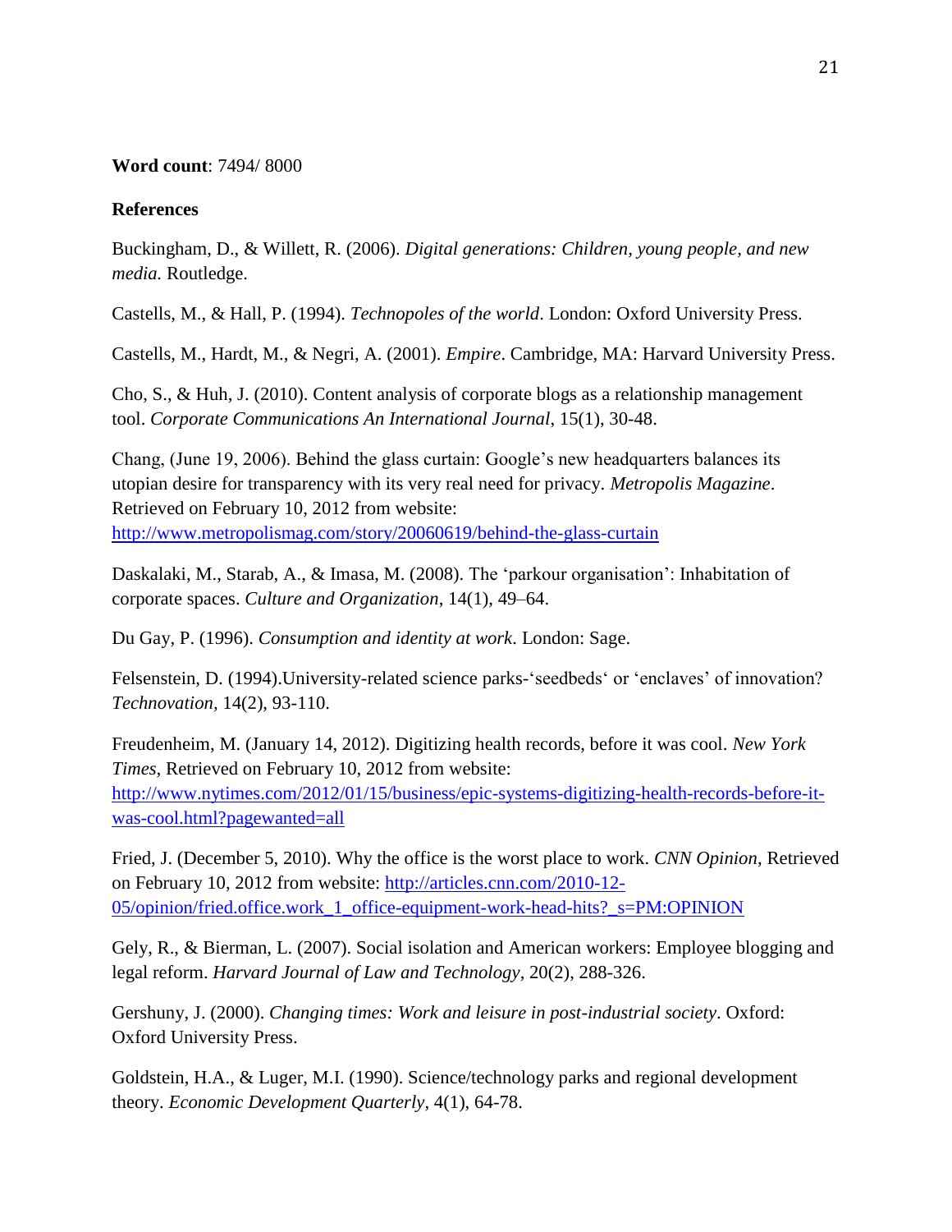**Word count**: 7494/ 8000

**References**

Buckingham, D., & Willett, R. (2006). *Digital generations: Children, young people, and new media.* Routledge.

Castells, M., & Hall, P. (1994). *Technopoles of the world*. London: Oxford University Press.

Castells, M., Hardt, M., & Negri, A. (2001). *Empire*. Cambridge, MA: Harvard University Press.

Cho, S., & Huh, J. (2010). Content analysis of corporate blogs as a relationship management tool. *Corporate Communications An International Journal*, 15(1), 30-48.

Chang, (June 19, 2006). Behind the glass curtain: Google's new headquarters balances its utopian desire for transparency with its very real need for privacy. *Metropolis Magazine*. Retrieved on February 10, 2012 from website: [http://www.metropolismag.com/story/20060619/behind-the-glass-curtain](http://www.metropolismag.com/story/20060619/behind-the-glass-curtain)

Daskalaki, M., Starab, A., & Imasa, M. (2008). The 'parkour organisation': Inhabitation of corporate spaces. *Culture and Organization*, 14(1), 49–64.

Du Gay, P. (1996). *Consumption and identity at work*. London: Sage.

Felsenstein, D. (1994).University-related science parks-'seedbeds' or 'enclaves' of innovation? *Technovation,* 14(2), 93-110.

Freudenheim, M. (January 14, 2012). Digitizing health records, before it was cool. *New York Times,* Retrieved on February 10, 2012 from website: [http://www.nytimes.com/2012/01/15/business/epic-systems-digitizing-health-records-before-it-was-cool.html?pagewanted=all](http://www.nytimes.com/2012/01/15/business/epic-systems-digitizing-health-records-before-it-was-cool.html?pagewanted=all)

Fried, J. (December 5, 2010). Why the office is the worst place to work. *CNN Opinion*, Retrieved on February 10, 2012 from website: [http://articles.cnn.com/2010-12-05/opinion/fried.office.work_1_office-equipment-work-head-hits?_s=PM:OPINION](http://articles.cnn.com/2010-12-05/opinion/fried.office.work_1_office-equipment-work-head-hits?_s=PM:OPINION)

Gely, R., & Bierman, L. (2007). Social isolation and American workers: Employee blogging and legal reform. *Harvard Journal of Law and Technology*, 20(2), 288-326.

Gershuny, J. (2000). *Changing times: Work and leisure in post-industrial society*. Oxford: Oxford University Press.

Goldstein, H.A., & Luger, M.I. (1990). Science/technology parks and regional development theory. *Economic Development Quarterly*, 4(1), 64-78.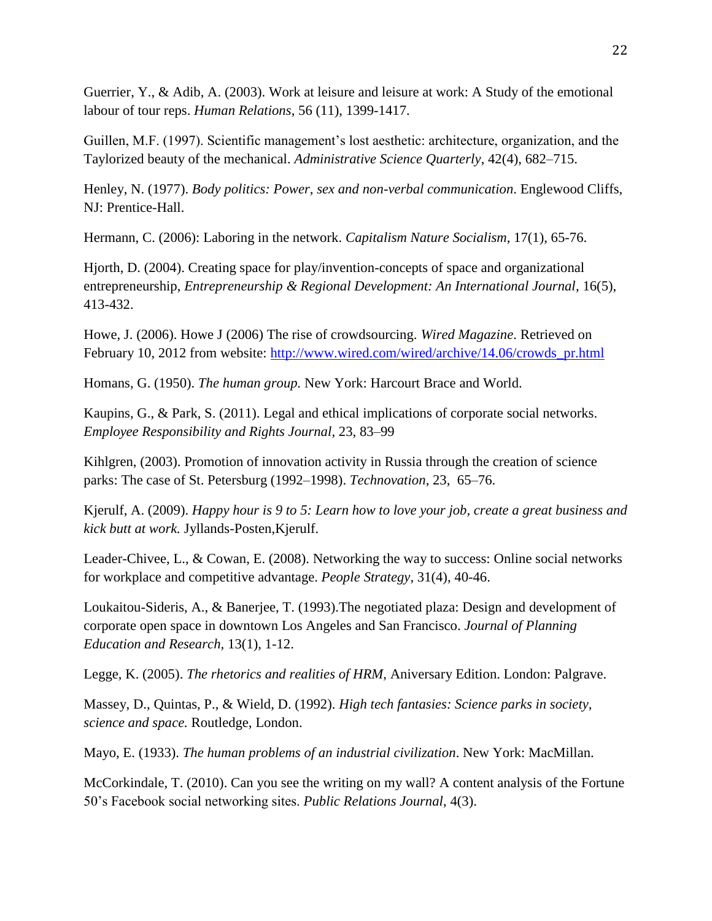Guerrier, Y., & Adib, A. (2003). Work at leisure and leisure at work: A Study of the emotional labour of tour reps. *Human Relations*, 56 (11), 1399-1417.

Guillen, M.F. (1997). Scientific management's lost aesthetic: architecture, organization, and the Taylorized beauty of the mechanical. *Administrative Science Quarterly*, 42(4), 682–715.

Henley, N. (1977). *Body politics: Power, sex and non-verbal communication*. Englewood Cliffs, NJ: Prentice-Hall.

Hermann, C. (2006): Laboring in the network. *Capitalism Nature Socialism*, 17(1), 65-76.

Hjorth, D. (2004). Creating space for play/invention-concepts of space and organizational entrepreneurship, *Entrepreneurship & Regional Development: An International Journal*, 16(5), 413-432.

Howe, J. (2006). Howe J (2006) The rise of crowdsourcing. *Wired Magazine*. Retrieved on February 10, 2012 from website: http://www.wired.com/wired/archive/14.06/crowds_pr.html

Homans, G. (1950). *The human group.* New York: Harcourt Brace and World.

Kaupins, G., & Park, S. (2011). Legal and ethical implications of corporate social networks. *Employee Responsibility and Rights Journal*, 23, 83–99

Kihlgren, (2003). Promotion of innovation activity in Russia through the creation of science parks: The case of St. Petersburg (1992–1998). *Technovation*, 23, 65–76.

Kjerulf, A. (2009). *Happy hour is 9 to 5: Learn how to love your job, create a great business and kick butt at work.* Jyllands-Posten,Kjerulf.

Leader-Chivee, L., & Cowan, E. (2008). Networking the way to success: Online social networks for workplace and competitive advantage. *People Strategy*, 31(4), 40-46.

Loukaitou-Sideris, A., & Banerjee, T. (1993).The negotiated plaza: Design and development of corporate open space in downtown Los Angeles and San Francisco. *Journal of Planning Education and Research*, 13(1), 1-12.

Legge, K. (2005). *The rhetorics and realities of HRM*, Aniversary Edition. London: Palgrave.

Massey, D., Quintas, P., & Wield, D. (1992). *High tech fantasies: Science parks in society, science and space.* Routledge, London.

Mayo, E. (1933). *The human problems of an industrial civilization*. New York: MacMillan.

McCorkindale, T. (2010). Can you see the writing on my wall? A content analysis of the Fortune 50's Facebook social networking sites. *Public Relations Journal*, 4(3).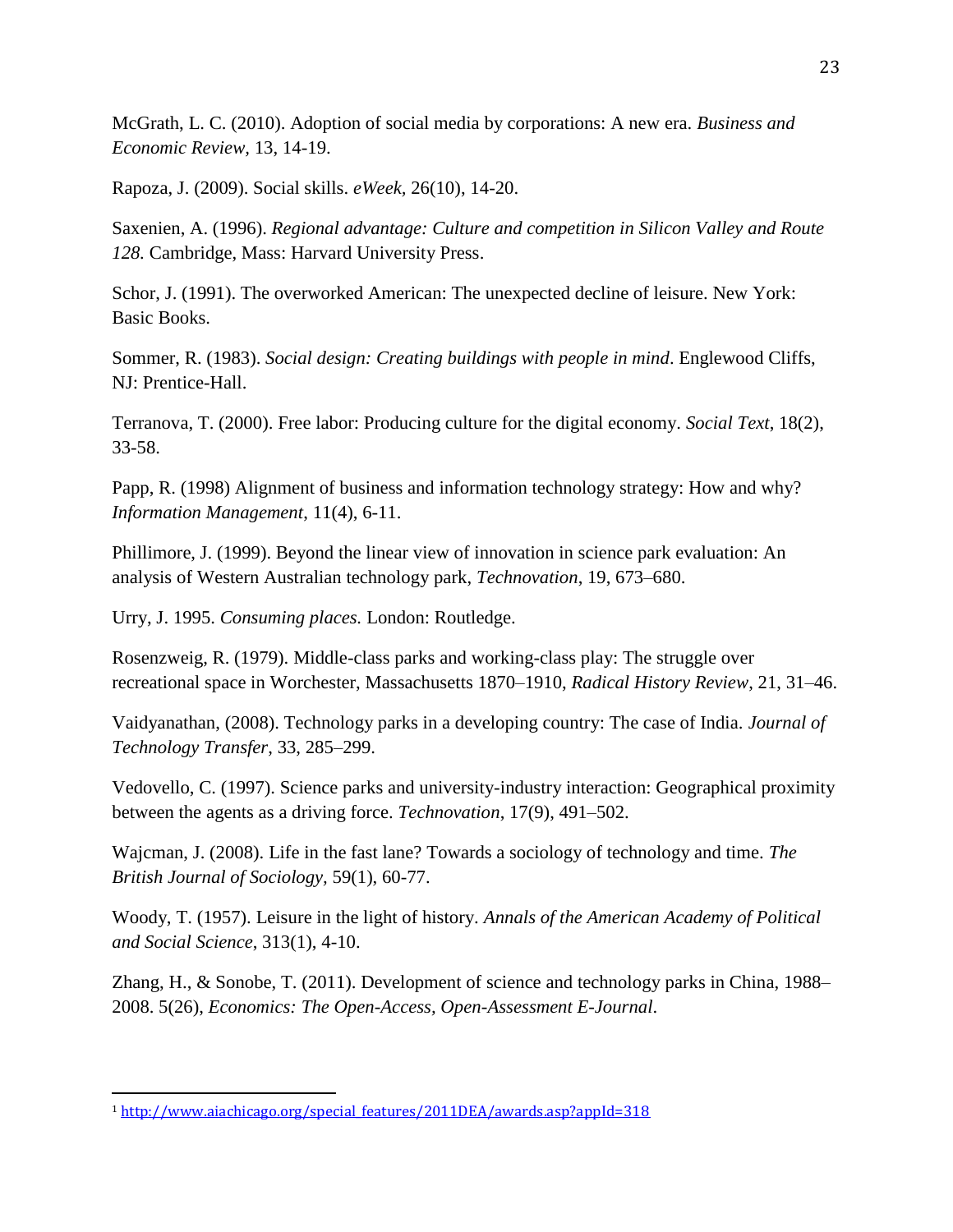McGrath, L. C. (2010). Adoption of social media by corporations: A new era. *Business and Economic Review,* 13, 14-19.

Rapoza, J. (2009). Social skills. *eWeek*, 26(10), 14-20.

Saxenien, A. (1996). *Regional advantage: Culture and competition in Silicon Valley and Route 128.* Cambridge, Mass: Harvard University Press.

Schor, J. (1991). The overworked American: The unexpected decline of leisure. New York: Basic Books.

Sommer, R. (1983). *Social design: Creating buildings with people in mind*. Englewood Cliffs, NJ: Prentice-Hall.

Terranova, T. (2000). Free labor: Producing culture for the digital economy. *Social Text*, 18(2), 33-58.

Papp, R. (1998) Alignment of business and information technology strategy: How and why? *Information Management*, 11(4), 6-11.

Phillimore, J. (1999). Beyond the linear view of innovation in science park evaluation: An analysis of Western Australian technology park, *Technovation*, 19, 673–680.

Urry, J. 1995. *Consuming places.* London: Routledge.

Rosenzweig, R. (1979). Middle-class parks and working-class play: The struggle over recreational space in Worchester, Massachusetts 1870–1910, *Radical History Review*, 21, 31–46.

Vaidyanathan, (2008). Technology parks in a developing country: The case of India. *Journal of Technology Transfer*, 33, 285–299.

Vedovello, C. (1997). Science parks and university-industry interaction: Geographical proximity between the agents as a driving force. *Technovation*, 17(9), 491–502.

Wajcman, J. (2008). Life in the fast lane? Towards a sociology of technology and time. *The British Journal of Sociology,* 59(1), 60-77.

Woody, T. (1957). Leisure in the light of history. *Annals of the American Academy of Political and Social Science*, 313(1), 4-10.

Zhang, H., & Sonobe, T. (2011). Development of science and technology parks in China, 1988–2008. 5(26), *Economics: The Open-Access, Open-Assessment E-Journal*.

[1] http://www.aiachicago.org/special_features/2011DEA/awards.asp?appId=318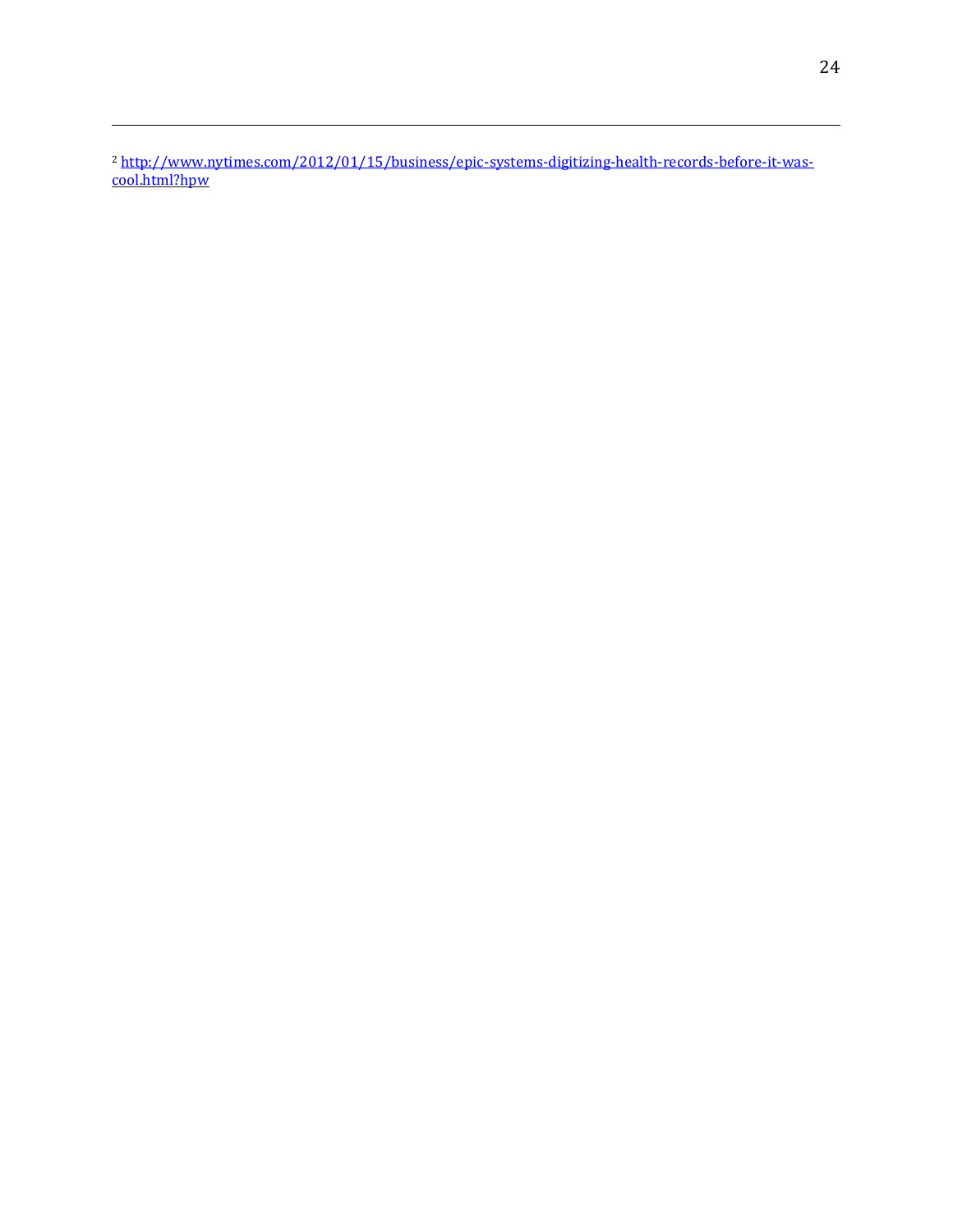[2] http://www.nytimes.com/2012/01/15/business/epic-systems-digitizing-health-records-before-it-was-cool.html?hpw